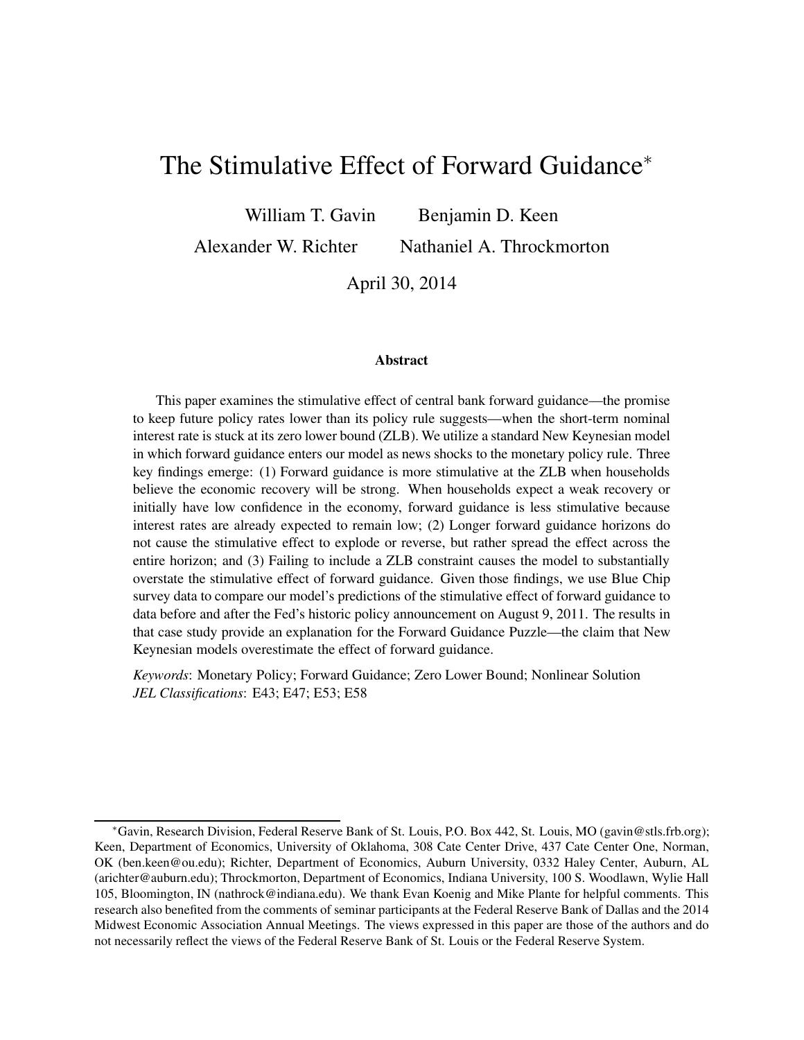# The Stimulative Effect of Forward Guidance[*]

William T. Gavin  Benjamin D. Keen

Alexander W. Richter  Nathaniel A. Throckmorton

April 30, 2014

### Abstract

This paper examines the stimulative effect of central bank forward guidance—the promise to keep future policy rates lower than its policy rule suggests—when the short-term nominal interest rate is stuck at its zero lower bound (ZLB). We utilize a standard New Keynesian model in which forward guidance enters our model as news shocks to the monetary policy rule. Three key findings emerge: (1) Forward guidance is more stimulative at the ZLB when households believe the economic recovery will be strong. When households expect a weak recovery or initially have low confidence in the economy, forward guidance is less stimulative because interest rates are already expected to remain low; (2) Longer forward guidance horizons do not cause the stimulative effect to explode or reverse, but rather spread the effect across the entire horizon; and (3) Failing to include a ZLB constraint causes the model to substantially overstate the stimulative effect of forward guidance. Given those findings, we use Blue Chip survey data to compare our model's predictions of the stimulative effect of forward guidance to data before and after the Fed's historic policy announcement on August 9, 2011. The results in that case study provide an explanation for the Forward Guidance Puzzle—the claim that New Keynesian models overestimate the effect of forward guidance.

*Keywords*: Monetary Policy; Forward Guidance; Zero Lower Bound; Nonlinear Solution
*JEL Classifications*: E43; E47; E53; E58

[*] Gavin, Research Division, Federal Reserve Bank of St. Louis, P.O. Box 442, St. Louis, MO (gavin@stls.frb.org); Keen, Department of Economics, University of Oklahoma, 308 Cate Center Drive, 437 Cate Center One, Norman, OK (ben.keen@ou.edu); Richter, Department of Economics, Auburn University, 0332 Haley Center, Auburn, AL (arichter@auburn.edu); Throckmorton, Department of Economics, Indiana University, 100 S. Woodlawn, Wylie Hall 105, Bloomington, IN (nathrock@indiana.edu). We thank Evan Koenig and Mike Plante for helpful comments. This research also benefited from the comments of seminar participants at the Federal Reserve Bank of Dallas and the 2014 Midwest Economic Association Annual Meetings. The views expressed in this paper are those of the authors and do not necessarily reflect the views of the Federal Reserve Bank of St. Louis or the Federal Reserve System.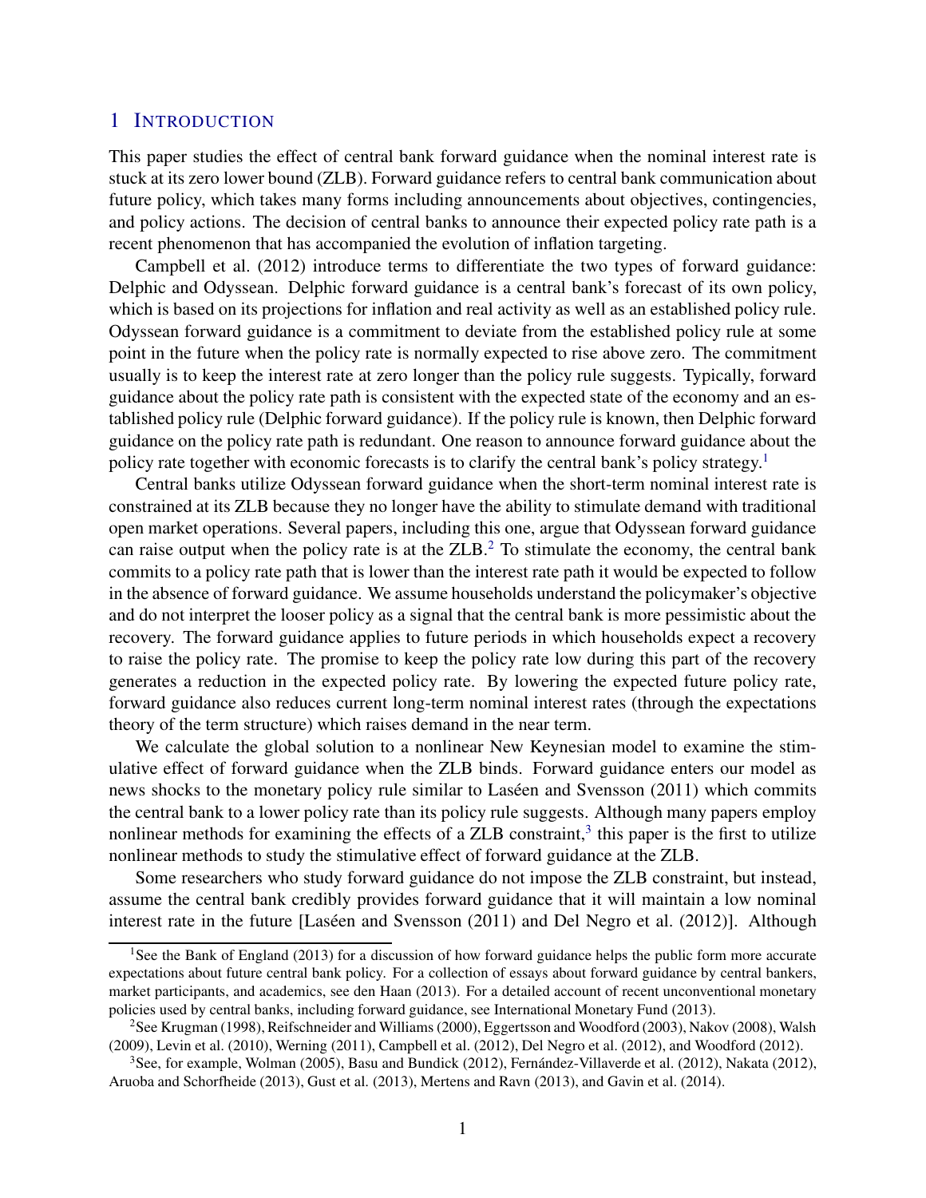## 1 INTRODUCTION

This paper studies the effect of central bank forward guidance when the nominal interest rate is stuck at its zero lower bound (ZLB). Forward guidance refers to central bank communication about future policy, which takes many forms including announcements about objectives, contingencies, and policy actions. The decision of central banks to announce their expected policy rate path is a recent phenomenon that has accompanied the evolution of inflation targeting.

Campbell et al. (2012) introduce terms to differentiate the two types of forward guidance: Delphic and Odyssean. Delphic forward guidance is a central bank's forecast of its own policy, which is based on its projections for inflation and real activity as well as an established policy rule. Odyssean forward guidance is a commitment to deviate from the established policy rule at some point in the future when the policy rate is normally expected to rise above zero. The commitment usually is to keep the interest rate at zero longer than the policy rule suggests. Typically, forward guidance about the policy rate path is consistent with the expected state of the economy and an established policy rule (Delphic forward guidance). If the policy rule is known, then Delphic forward guidance on the policy rate path is redundant. One reason to announce forward guidance about the policy rate together with economic forecasts is to clarify the central bank's policy strategy.[1]

Central banks utilize Odyssean forward guidance when the short-term nominal interest rate is constrained at its ZLB because they no longer have the ability to stimulate demand with traditional open market operations. Several papers, including this one, argue that Odyssean forward guidance can raise output when the policy rate is at the ZLB.[2] To stimulate the economy, the central bank commits to a policy rate path that is lower than the interest rate path it would be expected to follow in the absence of forward guidance. We assume households understand the policymaker's objective and do not interpret the looser policy as a signal that the central bank is more pessimistic about the recovery. The forward guidance applies to future periods in which households expect a recovery to raise the policy rate. The promise to keep the policy rate low during this part of the recovery generates a reduction in the expected policy rate. By lowering the expected future policy rate, forward guidance also reduces current long-term nominal interest rates (through the expectations theory of the term structure) which raises demand in the near term.

We calculate the global solution to a nonlinear New Keynesian model to examine the stimulative effect of forward guidance when the ZLB binds. Forward guidance enters our model as news shocks to the monetary policy rule similar to Laséen and Svensson (2011) which commits the central bank to a lower policy rate than its policy rule suggests. Although many papers employ nonlinear methods for examining the effects of a ZLB constraint,[3] this paper is the first to utilize nonlinear methods to study the stimulative effect of forward guidance at the ZLB.

Some researchers who study forward guidance do not impose the ZLB constraint, but instead, assume the central bank credibly provides forward guidance that it will maintain a low nominal interest rate in the future [Laséen and Svensson (2011) and Del Negro et al. (2012)]. Although

[1] See the Bank of England (2013) for a discussion of how forward guidance helps the public form more accurate expectations about future central bank policy. For a collection of essays about forward guidance by central bankers, market participants, and academics, see den Haan (2013). For a detailed account of recent unconventional monetary policies used by central banks, including forward guidance, see International Monetary Fund (2013).

[2] See Krugman (1998), Reifschneider and Williams (2000), Eggertsson and Woodford (2003), Nakov (2008), Walsh (2009), Levin et al. (2010), Werning (2011), Campbell et al. (2012), Del Negro et al. (2012), and Woodford (2012).

[3] See, for example, Wolman (2005), Basu and Bundick (2012), Fernández-Villaverde et al. (2012), Nakata (2012), Aruoba and Schorfheide (2013), Gust et al. (2013), Mertens and Ravn (2013), and Gavin et al. (2014).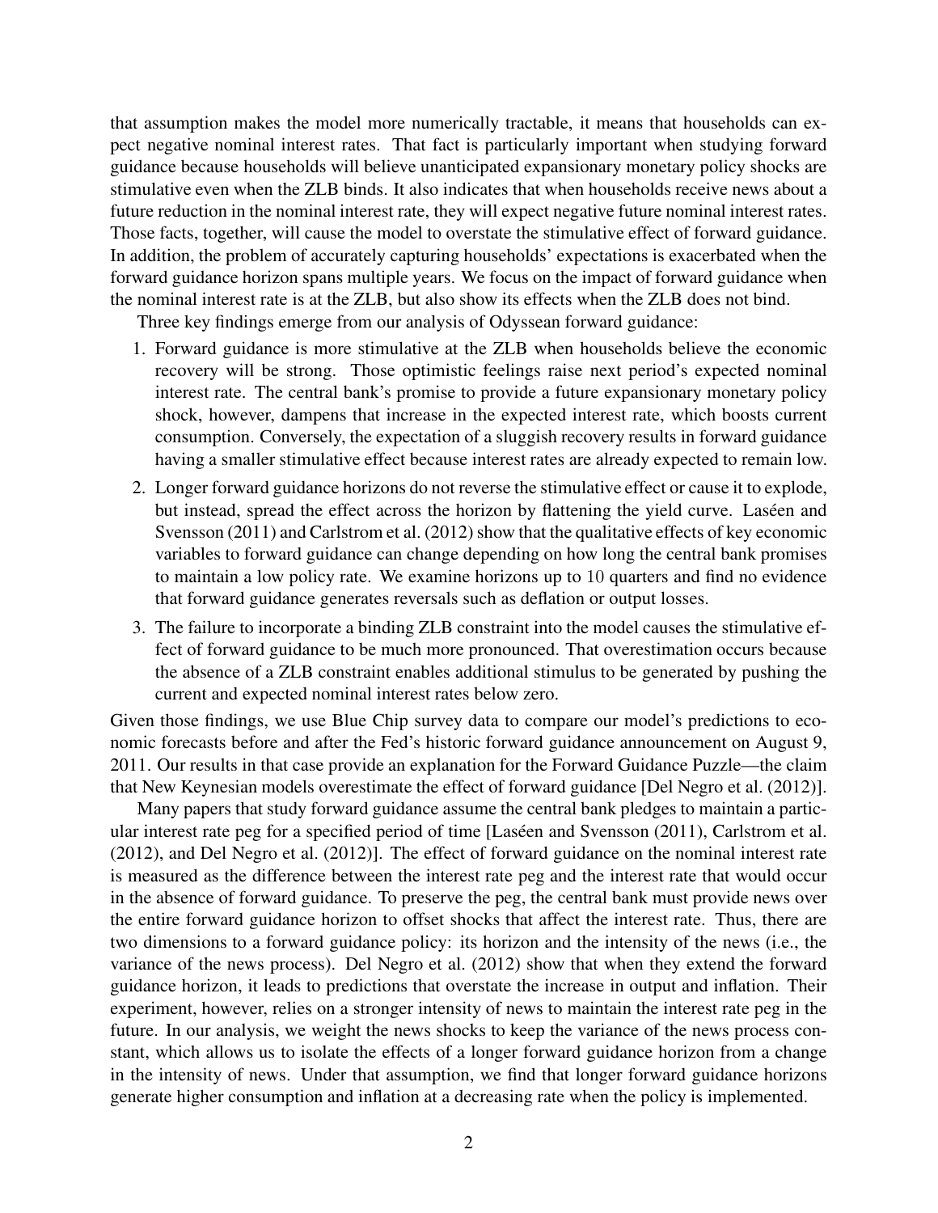that assumption makes the model more numerically tractable, it means that households can expect negative nominal interest rates. That fact is particularly important when studying forward guidance because households will believe unanticipated expansionary monetary policy shocks are stimulative even when the ZLB binds. It also indicates that when households receive news about a future reduction in the nominal interest rate, they will expect negative future nominal interest rates. Those facts, together, will cause the model to overstate the stimulative effect of forward guidance. In addition, the problem of accurately capturing households' expectations is exacerbated when the forward guidance horizon spans multiple years. We focus on the impact of forward guidance when the nominal interest rate is at the ZLB, but also show its effects when the ZLB does not bind.

Three key findings emerge from our analysis of Odyssean forward guidance:

1. Forward guidance is more stimulative at the ZLB when households believe the economic recovery will be strong. Those optimistic feelings raise next period's expected nominal interest rate. The central bank's promise to provide a future expansionary monetary policy shock, however, dampens that increase in the expected interest rate, which boosts current consumption. Conversely, the expectation of a sluggish recovery results in forward guidance having a smaller stimulative effect because interest rates are already expected to remain low.
2. Longer forward guidance horizons do not reverse the stimulative effect or cause it to explode, but instead, spread the effect across the horizon by flattening the yield curve. Laséen and Svensson (2011) and Carlstrom et al. (2012) show that the qualitative effects of key economic variables to forward guidance can change depending on how long the central bank promises to maintain a low policy rate. We examine horizons up to 10 quarters and find no evidence that forward guidance generates reversals such as deflation or output losses.
3. The failure to incorporate a binding ZLB constraint into the model causes the stimulative effect of forward guidance to be much more pronounced. That overestimation occurs because the absence of a ZLB constraint enables additional stimulus to be generated by pushing the current and expected nominal interest rates below zero.

Given those findings, we use Blue Chip survey data to compare our model's predictions to economic forecasts before and after the Fed's historic forward guidance announcement on August 9, 2011. Our results in that case provide an explanation for the Forward Guidance Puzzle—the claim that New Keynesian models overestimate the effect of forward guidance [Del Negro et al. (2012)].

Many papers that study forward guidance assume the central bank pledges to maintain a particular interest rate peg for a specified period of time [Laséen and Svensson (2011), Carlstrom et al. (2012), and Del Negro et al. (2012)]. The effect of forward guidance on the nominal interest rate is measured as the difference between the interest rate peg and the interest rate that would occur in the absence of forward guidance. To preserve the peg, the central bank must provide news over the entire forward guidance horizon to offset shocks that affect the interest rate. Thus, there are two dimensions to a forward guidance policy: its horizon and the intensity of the news (i.e., the variance of the news process). Del Negro et al. (2012) show that when they extend the forward guidance horizon, it leads to predictions that overstate the increase in output and inflation. Their experiment, however, relies on a stronger intensity of news to maintain the interest rate peg in the future. In our analysis, we weight the news shocks to keep the variance of the news process constant, which allows us to isolate the effects of a longer forward guidance horizon from a change in the intensity of news. Under that assumption, we find that longer forward guidance horizons generate higher consumption and inflation at a decreasing rate when the policy is implemented.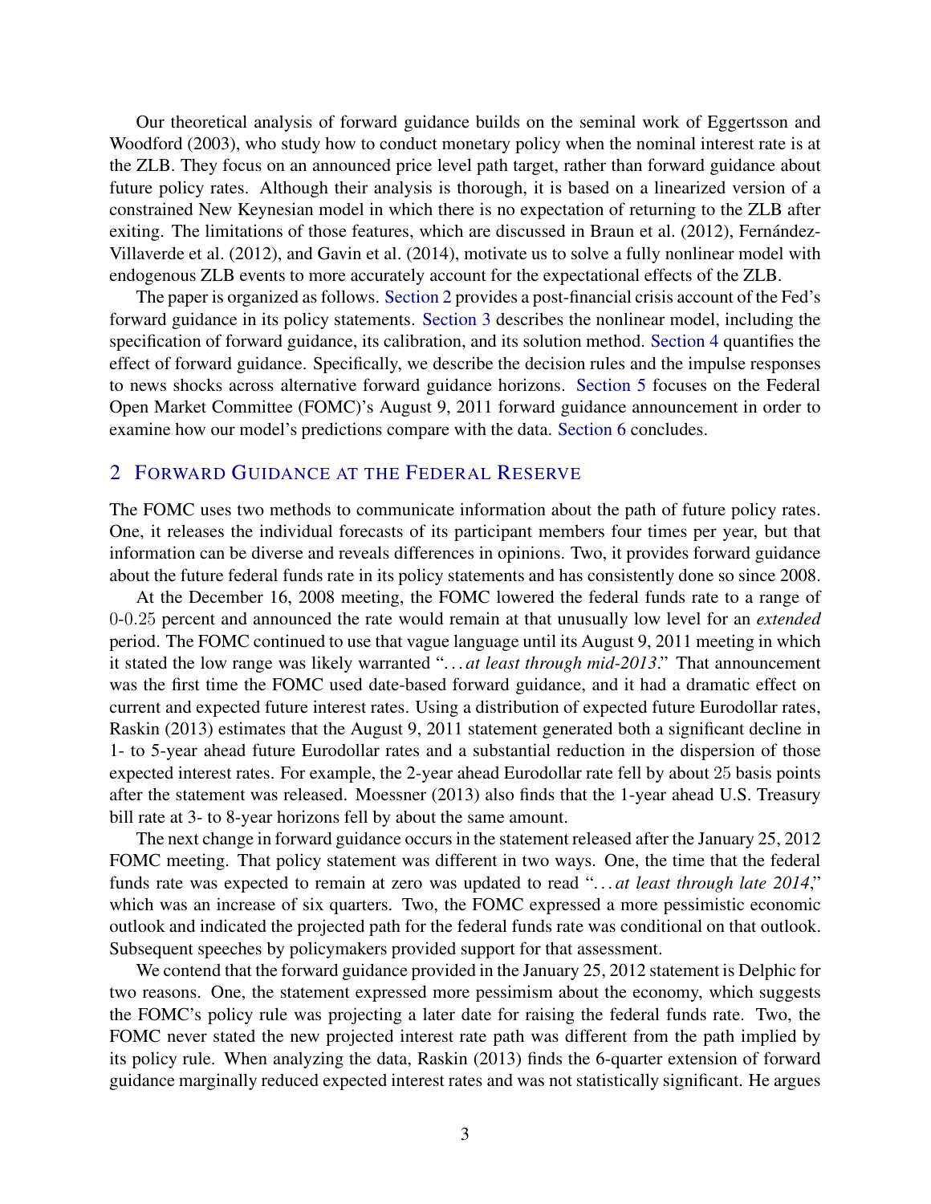Our theoretical analysis of forward guidance builds on the seminal work of Eggertsson and Woodford (2003), who study how to conduct monetary policy when the nominal interest rate is at the ZLB. They focus on an announced price level path target, rather than forward guidance about future policy rates. Although their analysis is thorough, it is based on a linearized version of a constrained New Keynesian model in which there is no expectation of returning to the ZLB after exiting. The limitations of those features, which are discussed in Braun et al. (2012), Fernández-Villaverde et al. (2012), and Gavin et al. (2014), motivate us to solve a fully nonlinear model with endogenous ZLB events to more accurately account for the expectational effects of the ZLB.

The paper is organized as follows. Section 2 provides a post-financial crisis account of the Fed's forward guidance in its policy statements. Section 3 describes the nonlinear model, including the specification of forward guidance, its calibration, and its solution method. Section 4 quantifies the effect of forward guidance. Specifically, we describe the decision rules and the impulse responses to news shocks across alternative forward guidance horizons. Section 5 focuses on the Federal Open Market Committee (FOMC)'s August 9, 2011 forward guidance announcement in order to examine how our model's predictions compare with the data. Section 6 concludes.

## 2 Forward Guidance at the Federal Reserve

The FOMC uses two methods to communicate information about the path of future policy rates. One, it releases the individual forecasts of its participant members four times per year, but that information can be diverse and reveals differences in opinions. Two, it provides forward guidance about the future federal funds rate in its policy statements and has consistently done so since 2008.

At the December 16, 2008 meeting, the FOMC lowered the federal funds rate to a range of $0$-$0.25$ percent and announced the rate would remain at that unusually low level for an *extended* period. The FOMC continued to use that vague language until its August 9, 2011 meeting in which it stated the low range was likely warranted "*. . . at least through mid-2013*." That announcement was the first time the FOMC used date-based forward guidance, and it had a dramatic effect on current and expected future interest rates. Using a distribution of expected future Eurodollar rates, Raskin (2013) estimates that the August 9, 2011 statement generated both a significant decline in 1- to 5-year ahead future Eurodollar rates and a substantial reduction in the dispersion of those expected interest rates. For example, the 2-year ahead Eurodollar rate fell by about $25$ basis points after the statement was released. Moessner (2013) also finds that the 1-year ahead U.S. Treasury bill rate at 3- to 8-year horizons fell by about the same amount.

The next change in forward guidance occurs in the statement released after the January 25, 2012 FOMC meeting. That policy statement was different in two ways. One, the time that the federal funds rate was expected to remain at zero was updated to read "*. . . at least through late 2014*," which was an increase of six quarters. Two, the FOMC expressed a more pessimistic economic outlook and indicated the projected path for the federal funds rate was conditional on that outlook. Subsequent speeches by policymakers provided support for that assessment.

We contend that the forward guidance provided in the January 25, 2012 statement is Delphic for two reasons. One, the statement expressed more pessimism about the economy, which suggests the FOMC's policy rule was projecting a later date for raising the federal funds rate. Two, the FOMC never stated the new projected interest rate path was different from the path implied by its policy rule. When analyzing the data, Raskin (2013) finds the 6-quarter extension of forward guidance marginally reduced expected interest rates and was not statistically significant. He argues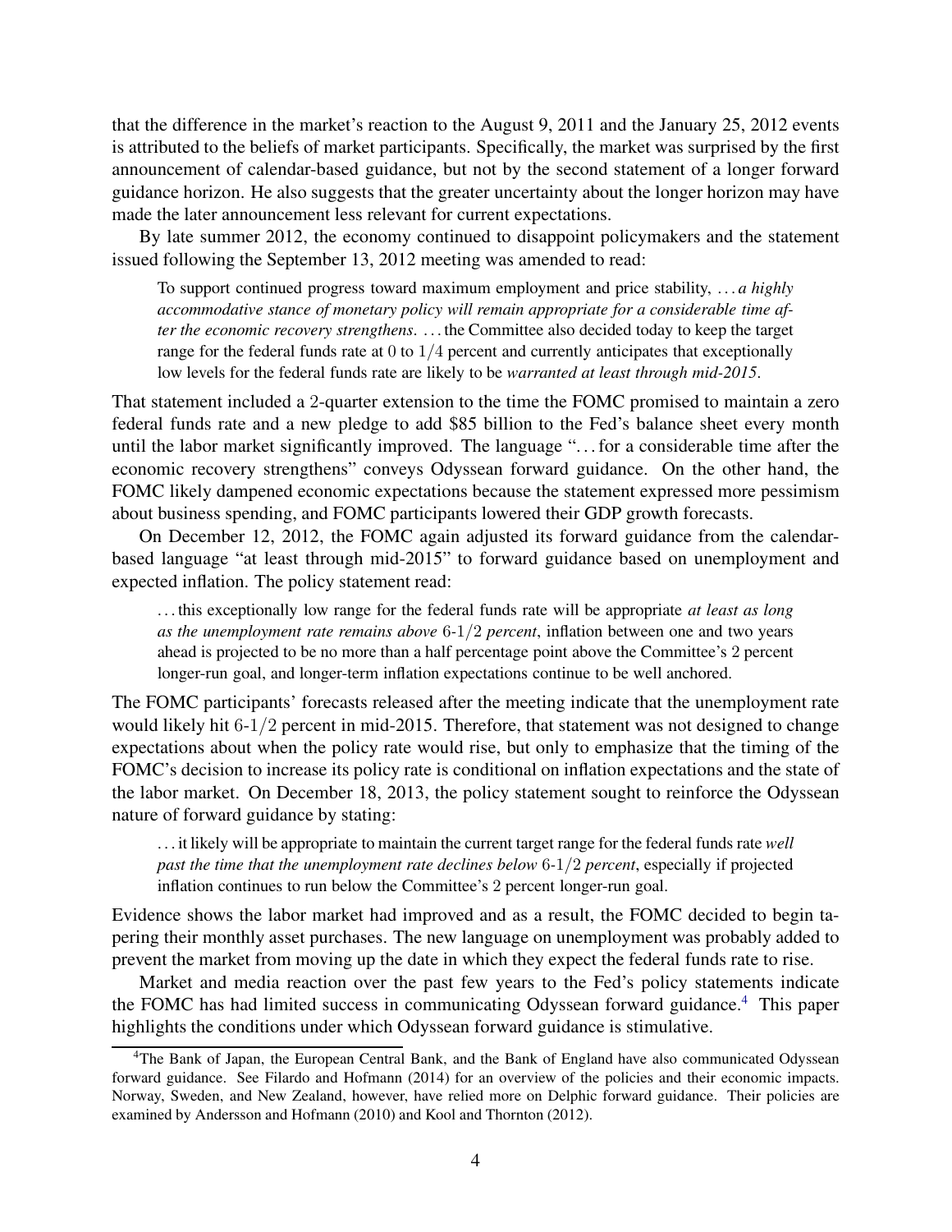that the difference in the market's reaction to the August 9, 2011 and the January 25, 2012 events is attributed to the beliefs of market participants. Specifically, the market was surprised by the first announcement of calendar-based guidance, but not by the second statement of a longer forward guidance horizon. He also suggests that the greater uncertainty about the longer horizon may have made the later announcement less relevant for current expectations.

By late summer 2012, the economy continued to disappoint policymakers and the statement issued following the September 13, 2012 meeting was amended to read:

> To support continued progress toward maximum employment and price stability, . . . *a highly accommodative stance of monetary policy will remain appropriate for a considerable time after the economic recovery strengthens*. . . . the Committee also decided today to keep the target range for the federal funds rate at $0$ to $1/4$ percent and currently anticipates that exceptionally low levels for the federal funds rate are likely to be *warranted at least through mid-2015*.

That statement included a $2$-quarter extension to the time the FOMC promised to maintain a zero federal funds rate and a new pledge to add \$85 billion to the Fed's balance sheet every month until the labor market significantly improved. The language ". . . for a considerable time after the economic recovery strengthens" conveys Odyssean forward guidance. On the other hand, the FOMC likely dampened economic expectations because the statement expressed more pessimism about business spending, and FOMC participants lowered their GDP growth forecasts.

On December 12, 2012, the FOMC again adjusted its forward guidance from the calendar-based language "at least through mid-2015" to forward guidance based on unemployment and expected inflation. The policy statement read:

> . . . this exceptionally low range for the federal funds rate will be appropriate *at least as long as the unemployment rate remains above* $6$-$1/2$ *percent*, inflation between one and two years ahead is projected to be no more than a half percentage point above the Committee's 2 percent longer-run goal, and longer-term inflation expectations continue to be well anchored.

The FOMC participants' forecasts released after the meeting indicate that the unemployment rate would likely hit $6$-$1/2$ percent in mid-2015. Therefore, that statement was not designed to change expectations about when the policy rate would rise, but only to emphasize that the timing of the FOMC's decision to increase its policy rate is conditional on inflation expectations and the state of the labor market. On December 18, 2013, the policy statement sought to reinforce the Odyssean nature of forward guidance by stating:

> . . . it likely will be appropriate to maintain the current target range for the federal funds rate *well past the time that the unemployment rate declines below* $6$-$1/2$ *percent*, especially if projected inflation continues to run below the Committee's 2 percent longer-run goal.

Evidence shows the labor market had improved and as a result, the FOMC decided to begin tapering their monthly asset purchases. The new language on unemployment was probably added to prevent the market from moving up the date in which they expect the federal funds rate to rise.

Market and media reaction over the past few years to the Fed's policy statements indicate the FOMC has had limited success in communicating Odyssean forward guidance.[4] This paper highlights the conditions under which Odyssean forward guidance is stimulative.

[4] The Bank of Japan, the European Central Bank, and the Bank of England have also communicated Odyssean forward guidance. See Filardo and Hofmann (2014) for an overview of the policies and their economic impacts. Norway, Sweden, and New Zealand, however, have relied more on Delphic forward guidance. Their policies are examined by Andersson and Hofmann (2010) and Kool and Thornton (2012).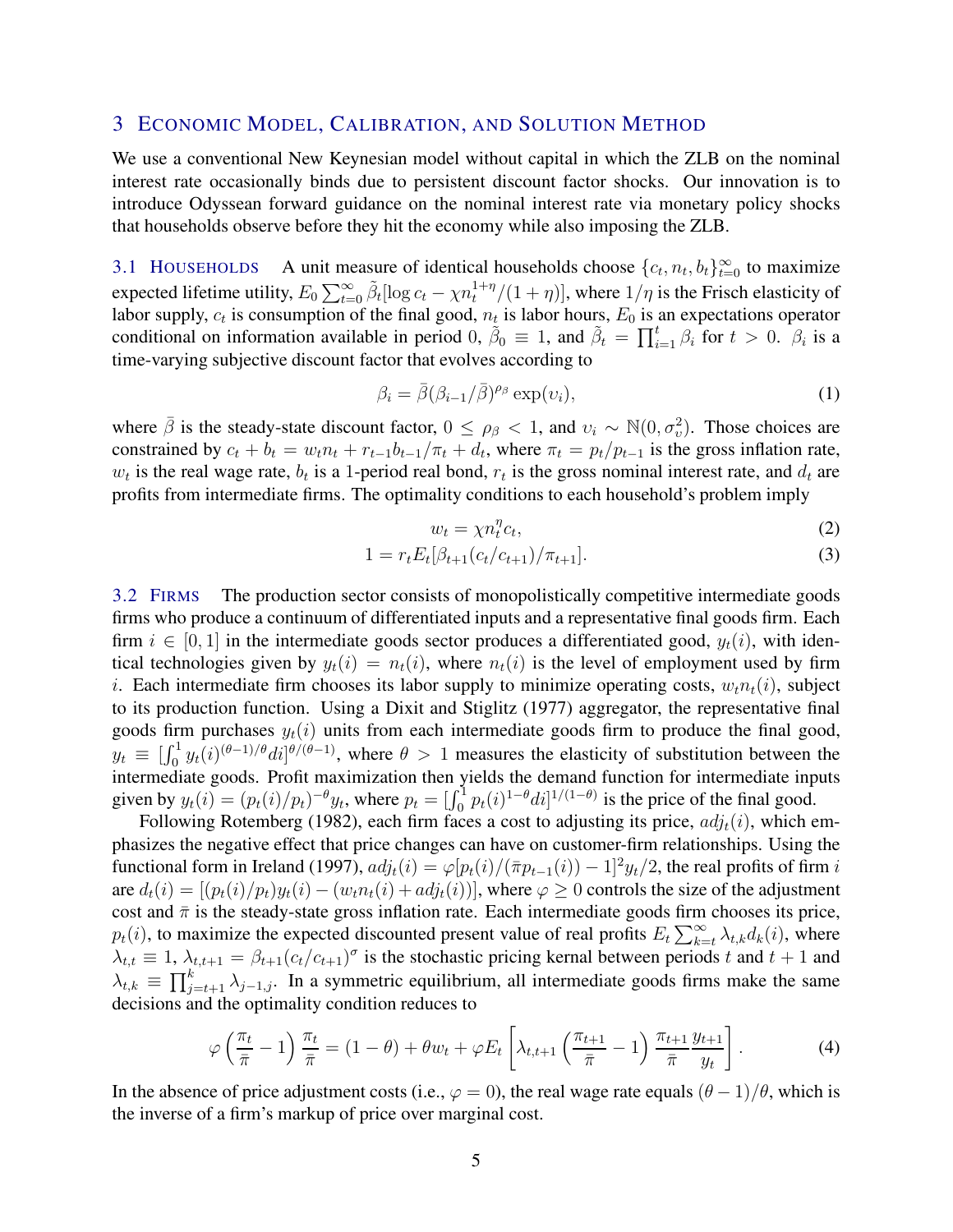## 3 Economic Model, Calibration, and Solution Method

We use a conventional New Keynesian model without capital in which the ZLB on the nominal interest rate occasionally binds due to persistent discount factor shocks. Our innovation is to introduce Odyssean forward guidance on the nominal interest rate via monetary policy shocks that households observe before they hit the economy while also imposing the ZLB.

### 3.1 Households

A unit measure of identical households choose $\{c_t, n_t, b_t\}_{t=0}^{\infty}$ to maximize expected lifetime utility, $E_0 \sum_{t=0}^{\infty} \tilde{\beta}_t [\log c_t - \chi n_t^{1+\eta}/(1+\eta)]$, where $1/\eta$ is the Frisch elasticity of labor supply, $c_t$ is consumption of the final good, $n_t$ is labor hours, $E_0$ is an expectations operator conditional on information available in period 0, $\tilde{\beta}_0 \equiv 1$, and $\tilde{\beta}_t = \prod_{i=1}^{t} \beta_i$ for $t > 0$. $\beta_i$ is a time-varying subjective discount factor that evolves according to

$$\beta_i = \bar{\beta}(\beta_{i-1}/\bar{\beta})^{\rho_\beta} \exp(\upsilon_i), \tag{1}$$

where $\bar{\beta}$ is the steady-state discount factor, $0 \leq \rho_\beta < 1$, and $\upsilon_i \sim \mathbb{N}(0, \sigma_\upsilon^2)$. Those choices are constrained by $c_t + b_t = w_t n_t + r_{t-1} b_{t-1}/\pi_t + d_t$, where $\pi_t = p_t/p_{t-1}$ is the gross inflation rate, $w_t$ is the real wage rate, $b_t$ is a 1-period real bond, $r_t$ is the gross nominal interest rate, and $d_t$ are profits from intermediate firms. The optimality conditions to each household's problem imply

$$w_t = \chi n_t^{\eta} c_t, \tag{2}$$

$$1 = r_t E_t[\beta_{t+1}(c_t/c_{t+1})/\pi_{t+1}]. \tag{3}$$

### 3.2 Firms

The production sector consists of monopolistically competitive intermediate goods firms who produce a continuum of differentiated inputs and a representative final goods firm. Each firm $i \in [0, 1]$ in the intermediate goods sector produces a differentiated good, $y_t(i)$, with identical technologies given by $y_t(i) = n_t(i)$, where $n_t(i)$ is the level of employment used by firm $i$. Each intermediate firm chooses its labor supply to minimize operating costs, $w_t n_t(i)$, subject to its production function. Using a Dixit and Stiglitz (1977) aggregator, the representative final goods firm purchases $y_t(i)$ units from each intermediate goods firm to produce the final good, $y_t \equiv [\int_0^1 y_t(i)^{(\theta-1)/\theta} di]^{\theta/(\theta-1)}$, where $\theta > 1$ measures the elasticity of substitution between the intermediate goods. Profit maximization then yields the demand function for intermediate inputs given by $y_t(i) = (p_t(i)/p_t)^{-\theta} y_t$, where $p_t = [\int_0^1 p_t(i)^{1-\theta} di]^{1/(1-\theta)}$ is the price of the final good.

Following Rotemberg (1982), each firm faces a cost to adjusting its price, $adj_t(i)$, which emphasizes the negative effect that price changes can have on customer-firm relationships. Using the functional form in Ireland (1997), $adj_t(i) = \varphi[p_t(i)/(\bar{\pi} p_{t-1}(i)) - 1]^2 y_t/2$, the real profits of firm $i$ are $d_t(i) = [(p_t(i)/p_t) y_t(i) - (w_t n_t(i) + adj_t(i))]$, where $\varphi \geq 0$ controls the size of the adjustment cost and $\bar{\pi}$ is the steady-state gross inflation rate. Each intermediate goods firm chooses its price, $p_t(i)$, to maximize the expected discounted present value of real profits $E_t \sum_{k=t}^{\infty} \lambda_{t,k} d_k(i)$, where $\lambda_{t,t} \equiv 1$, $\lambda_{t,t+1} = \beta_{t+1}(c_t/c_{t+1})^{\sigma}$ is the stochastic pricing kernal between periods $t$ and $t+1$ and $\lambda_{t,k} \equiv \prod_{j=t+1}^{k} \lambda_{j-1,j}$. In a symmetric equilibrium, all intermediate goods firms make the same decisions and the optimality condition reduces to

$$\varphi\left(\frac{\pi_t}{\bar{\pi}} - 1\right)\frac{\pi_t}{\bar{\pi}} = (1-\theta) + \theta w_t + \varphi E_t\left[\lambda_{t,t+1}\left(\frac{\pi_{t+1}}{\bar{\pi}} - 1\right)\frac{\pi_{t+1}}{\bar{\pi}}\frac{y_{t+1}}{y_t}\right]. \tag{4}$$

In the absence of price adjustment costs (i.e., $\varphi = 0$), the real wage rate equals $(\theta - 1)/\theta$, which is the inverse of a firm's markup of price over marginal cost.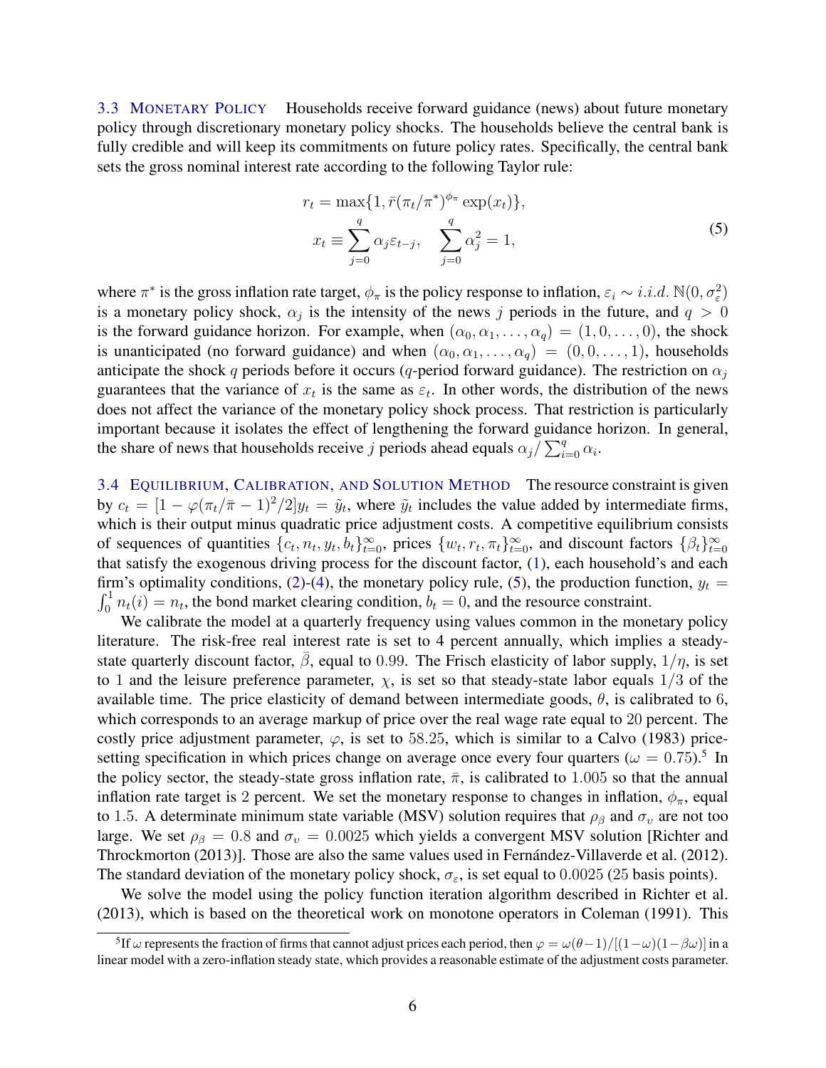### 3.3 Monetary Policy

Households receive forward guidance (news) about future monetary policy through discretionary monetary policy shocks. The households believe the central bank is fully credible and will keep its commitments on future policy rates. Specifically, the central bank sets the gross nominal interest rate according to the following Taylor rule:

$$
\begin{aligned}
r_t &= \max\{1, \bar{r}(\pi_t/\pi^*)^{\phi_\pi} \exp(x_t)\}, \\
x_t &\equiv \sum_{j=0}^{q} \alpha_j \varepsilon_{t-j}, \quad \sum_{j=0}^{q} \alpha_j^2 = 1,
\end{aligned} \tag{5}
$$

where $\pi^*$ is the gross inflation rate target, $\phi_\pi$ is the policy response to inflation, $\varepsilon_i \sim i.i.d.\ \mathbb{N}(0, \sigma_\varepsilon^2)$ is a monetary policy shock, $\alpha_j$ is the intensity of the news $j$ periods in the future, and $q > 0$ is the forward guidance horizon. For example, when $(\alpha_0, \alpha_1, \ldots, \alpha_q) = (1, 0, \ldots, 0)$, the shock is unanticipated (no forward guidance) and when $(\alpha_0, \alpha_1, \ldots, \alpha_q) = (0, 0, \ldots, 1)$, households anticipate the shock $q$ periods before it occurs ($q$-period forward guidance). The restriction on $\alpha_j$ guarantees that the variance of $x_t$ is the same as $\varepsilon_t$. In other words, the distribution of the news does not affect the variance of the monetary policy shock process. That restriction is particularly important because it isolates the effect of lengthening the forward guidance horizon. In general, the share of news that households receive $j$ periods ahead equals $\alpha_j / \sum_{i=0}^{q} \alpha_i$.

### 3.4 Equilibrium, Calibration, and Solution Method

The resource constraint is given by $c_t = [1 - \varphi(\pi_t/\bar{\pi} - 1)^2/2]y_t = \tilde{y}_t$, where $\tilde{y}_t$ includes the value added by intermediate firms, which is their output minus quadratic price adjustment costs. A competitive equilibrium consists of sequences of quantities $\{c_t, n_t, y_t, b_t\}_{t=0}^{\infty}$, prices $\{w_t, r_t, \pi_t\}_{t=0}^{\infty}$, and discount factors $\{\beta_t\}_{t=0}^{\infty}$ that satisfy the exogenous driving process for the discount factor, (1), each household's and each firm's optimality conditions, (2)-(4), the monetary policy rule, (5), the production function, $y_t = \int_0^1 n_t(i) = n_t$, the bond market clearing condition, $b_t = 0$, and the resource constraint.

We calibrate the model at a quarterly frequency using values common in the monetary policy literature. The risk-free real interest rate is set to 4 percent annually, which implies a steady-state quarterly discount factor, $\bar{\beta}$, equal to 0.99. The Frisch elasticity of labor supply, $1/\eta$, is set to 1 and the leisure preference parameter, $\chi$, is set so that steady-state labor equals $1/3$ of the available time. The price elasticity of demand between intermediate goods, $\theta$, is calibrated to 6, which corresponds to an average markup of price over the real wage rate equal to 20 percent. The costly price adjustment parameter, $\varphi$, is set to 58.25, which is similar to a Calvo (1983) price-setting specification in which prices change on average once every four quarters ($\omega = 0.75$).[5] In the policy sector, the steady-state gross inflation rate, $\bar{\pi}$, is calibrated to 1.005 so that the annual inflation rate target is 2 percent. We set the monetary response to changes in inflation, $\phi_\pi$, equal to 1.5. A determinate minimum state variable (MSV) solution requires that $\rho_\beta$ and $\sigma_\upsilon$ are not too large. We set $\rho_\beta = 0.8$ and $\sigma_\upsilon = 0.0025$ which yields a convergent MSV solution [Richter and Throckmorton (2013)]. Those are also the same values used in Fernández-Villaverde et al. (2012). The standard deviation of the monetary policy shock, $\sigma_\varepsilon$, is set equal to 0.0025 (25 basis points).

We solve the model using the policy function iteration algorithm described in Richter et al. (2013), which is based on the theoretical work on monotone operators in Coleman (1991). This

[5] If $\omega$ represents the fraction of firms that cannot adjust prices each period, then $\varphi = \omega(\theta-1)/[(1-\omega)(1-\beta\omega)]$ in a linear model with a zero-inflation steady state, which provides a reasonable estimate of the adjustment costs parameter.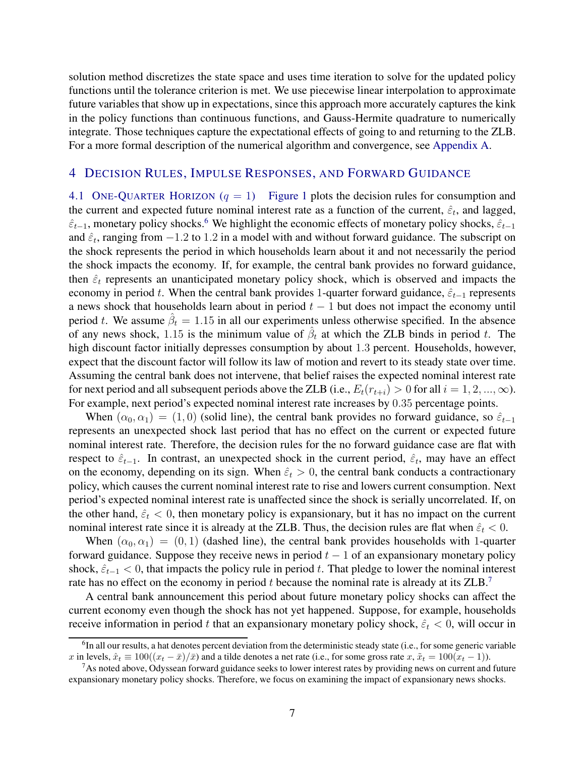solution method discretizes the state space and uses time iteration to solve for the updated policy functions until the tolerance criterion is met. We use piecewise linear interpolation to approximate future variables that show up in expectations, since this approach more accurately captures the kink in the policy functions than continuous functions, and Gauss-Hermite quadrature to numerically integrate. Those techniques capture the expectational effects of going to and returning to the ZLB. For a more formal description of the numerical algorithm and convergence, see Appendix A.

## 4 Decision Rules, Impulse Responses, and Forward Guidance

### 4.1 One-Quarter Horizon ($q = 1$)

Figure 1 plots the decision rules for consumption and the current and expected future nominal interest rate as a function of the current, $\hat{\varepsilon}_t$, and lagged, $\hat{\varepsilon}_{t-1}$, monetary policy shocks.[6] We highlight the economic effects of monetary policy shocks, $\hat{\varepsilon}_{t-1}$ and $\hat{\varepsilon}_t$, ranging from $-1.2$ to $1.2$ in a model with and without forward guidance. The subscript on the shock represents the period in which households learn about it and not necessarily the period the shock impacts the economy. If, for example, the central bank provides no forward guidance, then $\hat{\varepsilon}_t$ represents an unanticipated monetary policy shock, which is observed and impacts the economy in period $t$. When the central bank provides 1-quarter forward guidance, $\hat{\varepsilon}_{t-1}$ represents a news shock that households learn about in period $t-1$ but does not impact the economy until period $t$. We assume $\hat{\beta}_t = 1.15$ in all our experiments unless otherwise specified. In the absence of any news shock, $1.15$ is the minimum value of $\hat{\beta}_t$ at which the ZLB binds in period $t$. The high discount factor initially depresses consumption by about $1.3$ percent. Households, however, expect that the discount factor will follow its law of motion and revert to its steady state over time. Assuming the central bank does not intervene, that belief raises the expected nominal interest rate for next period and all subsequent periods above the ZLB (i.e., $E_t(r_{t+i}) > 0$ for all $i = 1, 2, ..., \infty$). For example, next period's expected nominal interest rate increases by $0.35$ percentage points.

When $(\alpha_0, \alpha_1) = (1, 0)$ (solid line), the central bank provides no forward guidance, so $\hat{\varepsilon}_{t-1}$ represents an unexpected shock last period that has no effect on the current or expected future nominal interest rate. Therefore, the decision rules for the no forward guidance case are flat with respect to $\hat{\varepsilon}_{t-1}$. In contrast, an unexpected shock in the current period, $\hat{\varepsilon}_t$, may have an effect on the economy, depending on its sign. When $\hat{\varepsilon}_t > 0$, the central bank conducts a contractionary policy, which causes the current nominal interest rate to rise and lowers current consumption. Next period's expected nominal interest rate is unaffected since the shock is serially uncorrelated. If, on the other hand, $\hat{\varepsilon}_t < 0$, then monetary policy is expansionary, but it has no impact on the current nominal interest rate since it is already at the ZLB. Thus, the decision rules are flat when $\hat{\varepsilon}_t < 0$.

When $(\alpha_0, \alpha_1) = (0, 1)$ (dashed line), the central bank provides households with 1-quarter forward guidance. Suppose they receive news in period $t-1$ of an expansionary monetary policy shock, $\hat{\varepsilon}_{t-1} < 0$, that impacts the policy rule in period $t$. That pledge to lower the nominal interest rate has no effect on the economy in period $t$ because the nominal rate is already at its ZLB.[7]

A central bank announcement this period about future monetary policy shocks can affect the current economy even though the shock has not yet happened. Suppose, for example, households receive information in period $t$ that an expansionary monetary policy shock, $\hat{\varepsilon}_t < 0$, will occur in

[6] In all our results, a hat denotes percent deviation from the deterministic steady state (i.e., for some generic variable $x$ in levels, $\hat{x}_t \equiv 100((x_t - \bar{x})/\bar{x})$ and a tilde denotes a net rate (i.e., for some gross rate $x$, $\tilde{x}_t = 100(x_t - 1)$).

[7] As noted above, Odyssean forward guidance seeks to lower interest rates by providing news on current and future expansionary monetary policy shocks. Therefore, we focus on examining the impact of expansionary news shocks.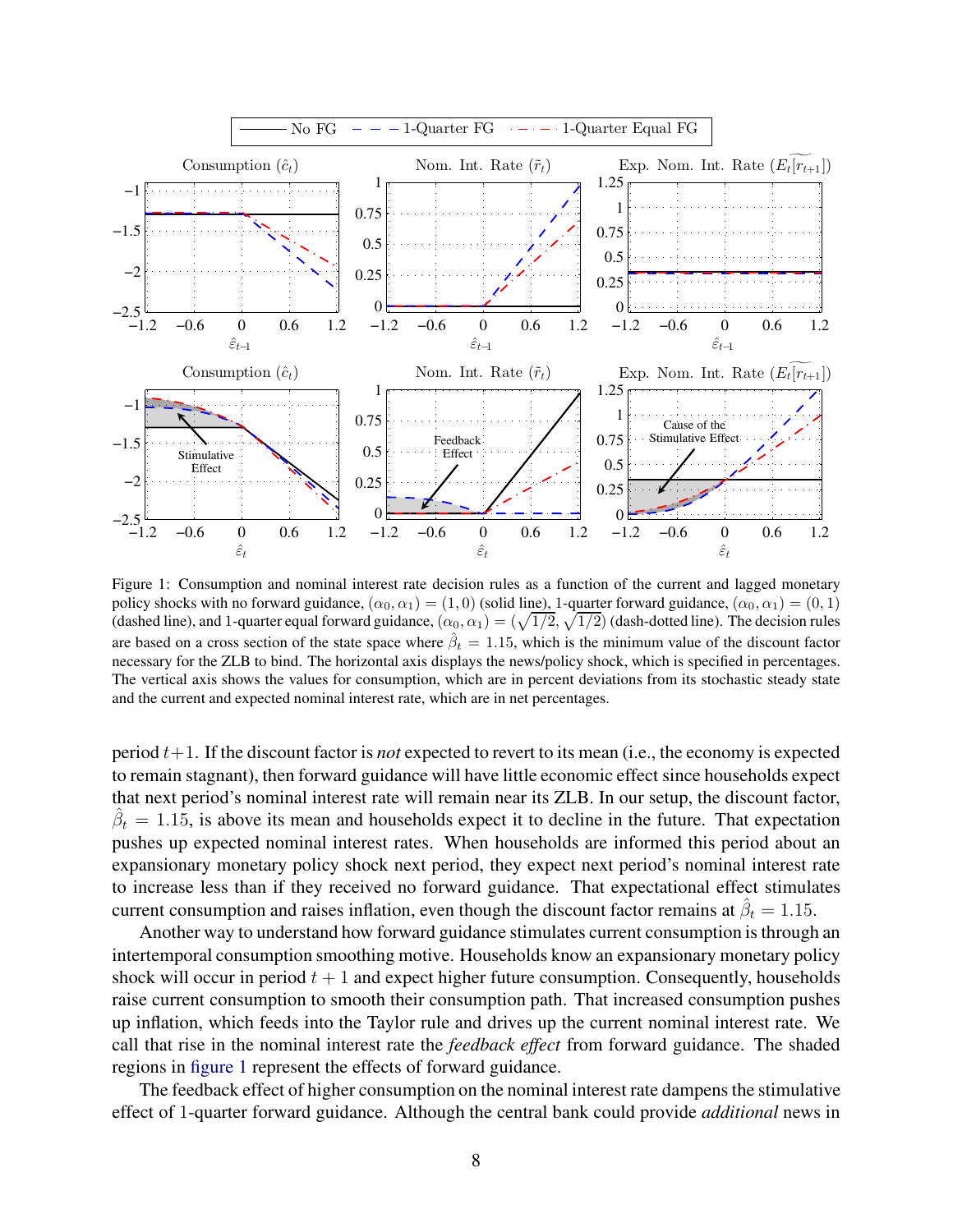Figure 1: Consumption and nominal interest rate decision rules as a function of the current and lagged monetary policy shocks with no forward guidance, $(\alpha_0, \alpha_1) = (1, 0)$ (solid line), 1-quarter forward guidance, $(\alpha_0, \alpha_1) = (0, 1)$ (dashed line), and 1-quarter equal forward guidance, $(\alpha_0, \alpha_1) = (\sqrt{1/2}, \sqrt{1/2})$ (dash-dotted line). The decision rules are based on a cross section of the state space where $\hat{\beta}_t = 1.15$, which is the minimum value of the discount factor necessary for the ZLB to bind. The horizontal axis displays the news/policy shock, which is specified in percentages. The vertical axis shows the values for consumption, which are in percent deviations from its stochastic steady state and the current and expected nominal interest rate, which are in net percentages.

period $t+1$. If the discount factor is *not* expected to revert to its mean (i.e., the economy is expected to remain stagnant), then forward guidance will have little economic effect since households expect that next period's nominal interest rate will remain near its ZLB. In our setup, the discount factor, $\hat{\beta}_t = 1.15$, is above its mean and households expect it to decline in the future. That expectation pushes up expected nominal interest rates. When households are informed this period about an expansionary monetary policy shock next period, they expect next period's nominal interest rate to increase less than if they received no forward guidance. That expectational effect stimulates current consumption and raises inflation, even though the discount factor remains at $\hat{\beta}_t = 1.15$.

Another way to understand how forward guidance stimulates current consumption is through an intertemporal consumption smoothing motive. Households know an expansionary monetary policy shock will occur in period $t+1$ and expect higher future consumption. Consequently, households raise current consumption to smooth their consumption path. That increased consumption pushes up inflation, which feeds into the Taylor rule and drives up the current nominal interest rate. We call that rise in the nominal interest rate the *feedback effect* from forward guidance. The shaded regions in figure 1 represent the effects of forward guidance.

The feedback effect of higher consumption on the nominal interest rate dampens the stimulative effect of 1-quarter forward guidance. Although the central bank could provide *additional* news in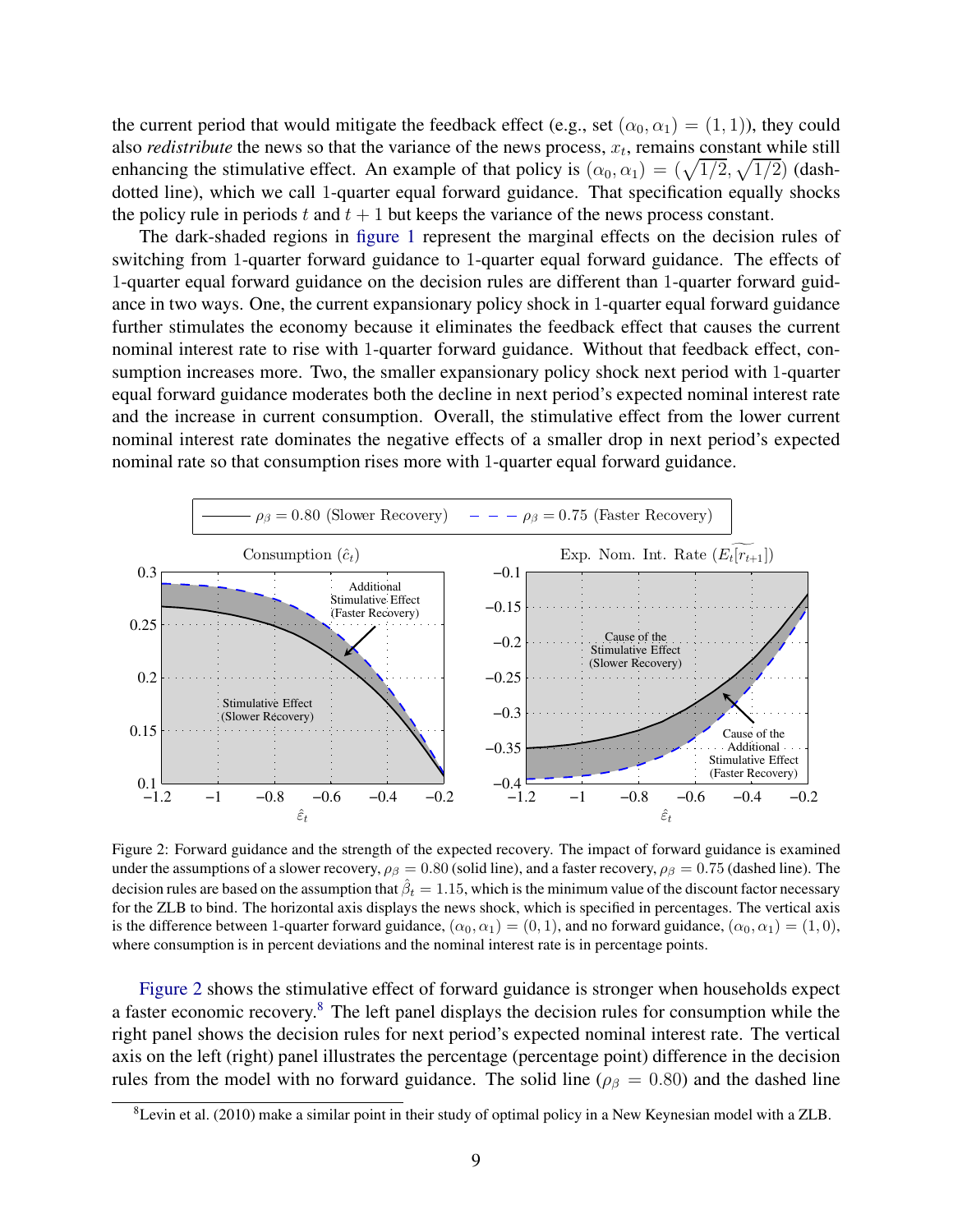the current period that would mitigate the feedback effect (e.g., set $(\alpha_0, \alpha_1) = (1, 1)$), they could also *redistribute* the news so that the variance of the news process, $x_t$, remains constant while still enhancing the stimulative effect. An example of that policy is $(\alpha_0, \alpha_1) = (\sqrt{1/2}, \sqrt{1/2})$ (dash-dotted line), which we call 1-quarter equal forward guidance. That specification equally shocks the policy rule in periods $t$ and $t+1$ but keeps the variance of the news process constant.

The dark-shaded regions in figure 1 represent the marginal effects on the decision rules of switching from 1-quarter forward guidance to 1-quarter equal forward guidance. The effects of 1-quarter equal forward guidance on the decision rules are different than 1-quarter forward guidance in two ways. One, the current expansionary policy shock in 1-quarter equal forward guidance further stimulates the economy because it eliminates the feedback effect that causes the current nominal interest rate to rise with 1-quarter forward guidance. Without that feedback effect, consumption increases more. Two, the smaller expansionary policy shock next period with 1-quarter equal forward guidance moderates both the decline in next period's expected nominal interest rate and the increase in current consumption. Overall, the stimulative effect from the lower current nominal interest rate dominates the negative effects of a smaller drop in next period's expected nominal rate so that consumption rises more with 1-quarter equal forward guidance.

Figure 2: Forward guidance and the strength of the expected recovery. The impact of forward guidance is examined under the assumptions of a slower recovery, $\rho_\beta = 0.80$ (solid line), and a faster recovery, $\rho_\beta = 0.75$ (dashed line). The decision rules are based on the assumption that $\hat{\beta}_t = 1.15$, which is the minimum value of the discount factor necessary for the ZLB to bind. The horizontal axis displays the news shock, which is specified in percentages. The vertical axis is the difference between 1-quarter forward guidance, $(\alpha_0, \alpha_1) = (0, 1)$, and no forward guidance, $(\alpha_0, \alpha_1) = (1, 0)$, where consumption is in percent deviations and the nominal interest rate is in percentage points.

Figure 2 shows the stimulative effect of forward guidance is stronger when households expect a faster economic recovery.[8] The left panel displays the decision rules for consumption while the right panel shows the decision rules for next period's expected nominal interest rate. The vertical axis on the left (right) panel illustrates the percentage (percentage point) difference in the decision rules from the model with no forward guidance. The solid line ($\rho_\beta = 0.80$) and the dashed line

[8] Levin et al. (2010) make a similar point in their study of optimal policy in a New Keynesian model with a ZLB.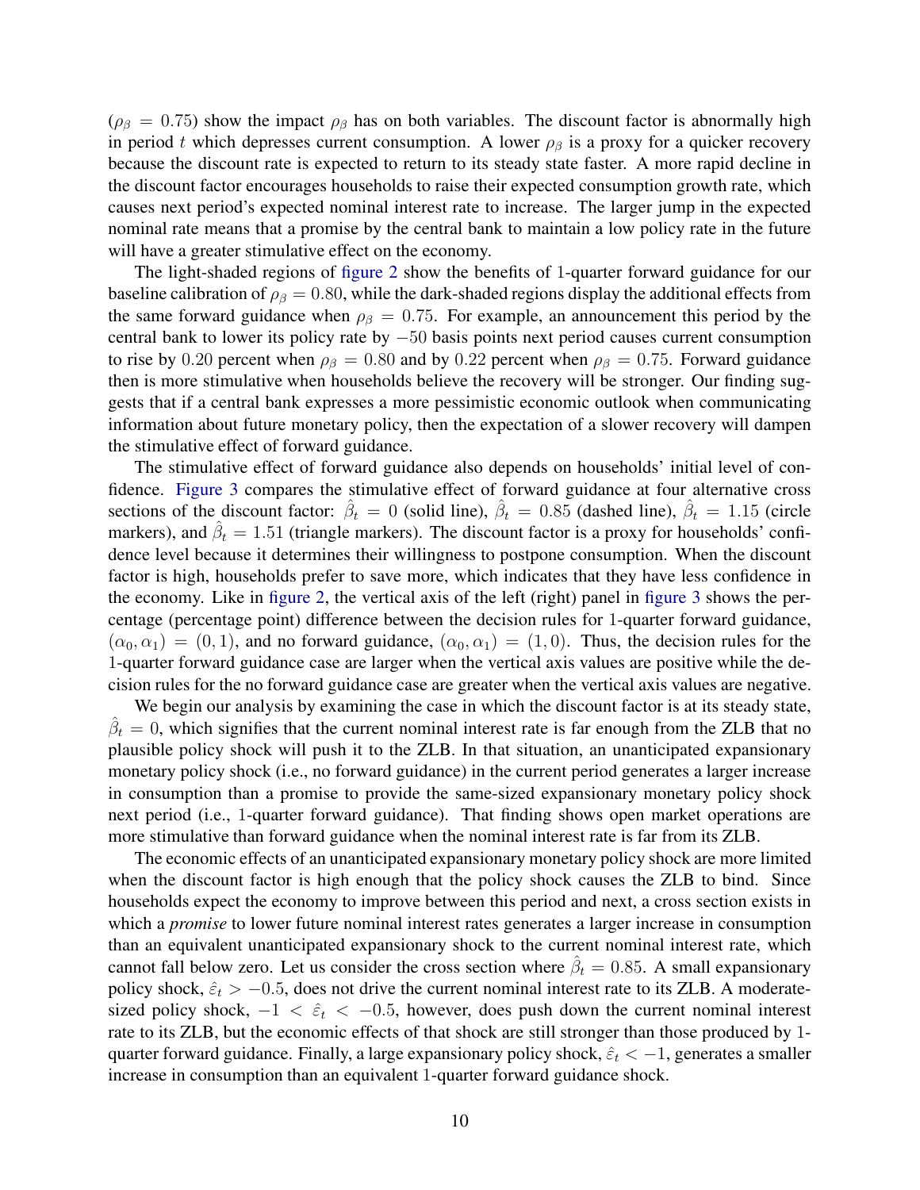($\rho_\beta = 0.75$) show the impact $\rho_\beta$ has on both variables. The discount factor is abnormally high in period $t$ which depresses current consumption. A lower $\rho_\beta$ is a proxy for a quicker recovery because the discount rate is expected to return to its steady state faster. A more rapid decline in the discount factor encourages households to raise their expected consumption growth rate, which causes next period's expected nominal interest rate to increase. The larger jump in the expected nominal rate means that a promise by the central bank to maintain a low policy rate in the future will have a greater stimulative effect on the economy.

The light-shaded regions of figure 2 show the benefits of 1-quarter forward guidance for our baseline calibration of $\rho_\beta = 0.80$, while the dark-shaded regions display the additional effects from the same forward guidance when $\rho_\beta = 0.75$. For example, an announcement this period by the central bank to lower its policy rate by $-50$ basis points next period causes current consumption to rise by 0.20 percent when $\rho_\beta = 0.80$ and by 0.22 percent when $\rho_\beta = 0.75$. Forward guidance then is more stimulative when households believe the recovery will be stronger. Our finding suggests that if a central bank expresses a more pessimistic economic outlook when communicating information about future monetary policy, then the expectation of a slower recovery will dampen the stimulative effect of forward guidance.

The stimulative effect of forward guidance also depends on households' initial level of confidence. Figure 3 compares the stimulative effect of forward guidance at four alternative cross sections of the discount factor: $\hat{\beta}_t = 0$ (solid line), $\hat{\beta}_t = 0.85$ (dashed line), $\hat{\beta}_t = 1.15$ (circle markers), and $\hat{\beta}_t = 1.51$ (triangle markers). The discount factor is a proxy for households' confidence level because it determines their willingness to postpone consumption. When the discount factor is high, households prefer to save more, which indicates that they have less confidence in the economy. Like in figure 2, the vertical axis of the left (right) panel in figure 3 shows the percentage (percentage point) difference between the decision rules for 1-quarter forward guidance, $(\alpha_0, \alpha_1) = (0, 1)$, and no forward guidance, $(\alpha_0, \alpha_1) = (1, 0)$. Thus, the decision rules for the 1-quarter forward guidance case are larger when the vertical axis values are positive while the decision rules for the no forward guidance case are greater when the vertical axis values are negative.

We begin our analysis by examining the case in which the discount factor is at its steady state, $\hat{\beta}_t = 0$, which signifies that the current nominal interest rate is far enough from the ZLB that no plausible policy shock will push it to the ZLB. In that situation, an unanticipated expansionary monetary policy shock (i.e., no forward guidance) in the current period generates a larger increase in consumption than a promise to provide the same-sized expansionary monetary policy shock next period (i.e., 1-quarter forward guidance). That finding shows open market operations are more stimulative than forward guidance when the nominal interest rate is far from its ZLB.

The economic effects of an unanticipated expansionary monetary policy shock are more limited when the discount factor is high enough that the policy shock causes the ZLB to bind. Since households expect the economy to improve between this period and next, a cross section exists in which a *promise* to lower future nominal interest rates generates a larger increase in consumption than an equivalent unanticipated expansionary shock to the current nominal interest rate, which cannot fall below zero. Let us consider the cross section where $\hat{\beta}_t = 0.85$. A small expansionary policy shock, $\hat{\varepsilon}_t > -0.5$, does not drive the current nominal interest rate to its ZLB. A moderate-sized policy shock, $-1 < \hat{\varepsilon}_t < -0.5$, however, does push down the current nominal interest rate to its ZLB, but the economic effects of that shock are still stronger than those produced by 1-quarter forward guidance. Finally, a large expansionary policy shock, $\hat{\varepsilon}_t < -1$, generates a smaller increase in consumption than an equivalent 1-quarter forward guidance shock.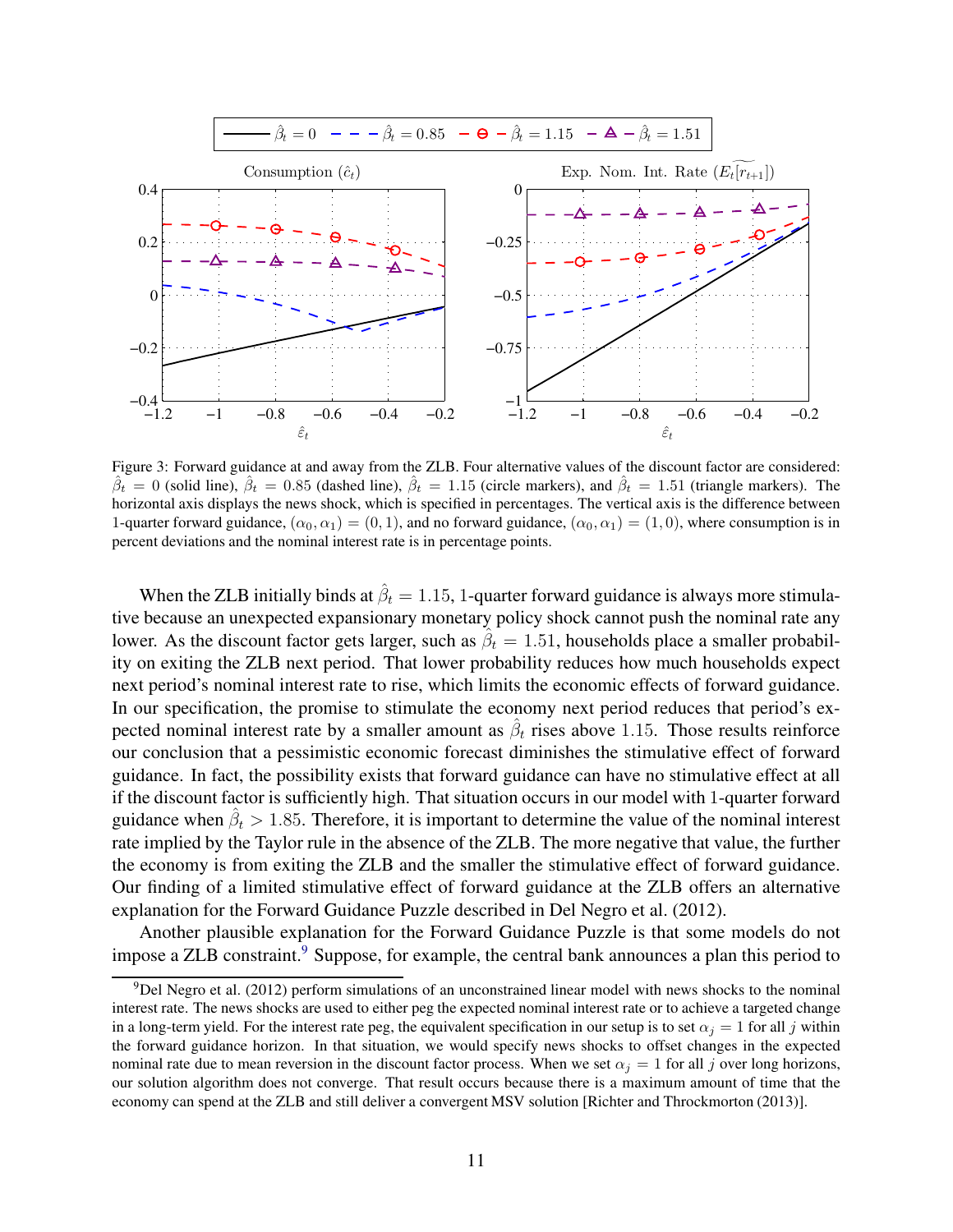Figure 3: Forward guidance at and away from the ZLB. Four alternative values of the discount factor are considered: $\hat{\beta}_t = 0$ (solid line), $\hat{\beta}_t = 0.85$ (dashed line), $\hat{\beta}_t = 1.15$ (circle markers), and $\hat{\beta}_t = 1.51$ (triangle markers). The horizontal axis displays the news shock, which is specified in percentages. The vertical axis is the difference between 1-quarter forward guidance, $(\alpha_0, \alpha_1) = (0, 1)$, and no forward guidance, $(\alpha_0, \alpha_1) = (1, 0)$, where consumption is in percent deviations and the nominal interest rate is in percentage points.

When the ZLB initially binds at $\hat{\beta}_t = 1.15$, 1-quarter forward guidance is always more stimulative because an unexpected expansionary monetary policy shock cannot push the nominal rate any lower. As the discount factor gets larger, such as $\hat{\beta}_t = 1.51$, households place a smaller probability on exiting the ZLB next period. That lower probability reduces how much households expect next period's nominal interest rate to rise, which limits the economic effects of forward guidance. In our specification, the promise to stimulate the economy next period reduces that period's expected nominal interest rate by a smaller amount as $\hat{\beta}_t$ rises above 1.15. Those results reinforce our conclusion that a pessimistic economic forecast diminishes the stimulative effect of forward guidance. In fact, the possibility exists that forward guidance can have no stimulative effect at all if the discount factor is sufficiently high. That situation occurs in our model with 1-quarter forward guidance when $\hat{\beta}_t > 1.85$. Therefore, it is important to determine the value of the nominal interest rate implied by the Taylor rule in the absence of the ZLB. The more negative that value, the further the economy is from exiting the ZLB and the smaller the stimulative effect of forward guidance. Our finding of a limited stimulative effect of forward guidance at the ZLB offers an alternative explanation for the Forward Guidance Puzzle described in Del Negro et al. (2012).

Another plausible explanation for the Forward Guidance Puzzle is that some models do not impose a ZLB constraint.[9] Suppose, for example, the central bank announces a plan this period to

[9] Del Negro et al. (2012) perform simulations of an unconstrained linear model with news shocks to the nominal interest rate. The news shocks are used to either peg the expected nominal interest rate or to achieve a targeted change in a long-term yield. For the interest rate peg, the equivalent specification in our setup is to set $\alpha_j = 1$ for all $j$ within the forward guidance horizon. In that situation, we would specify news shocks to offset changes in the expected nominal rate due to mean reversion in the discount factor process. When we set $\alpha_j = 1$ for all $j$ over long horizons, our solution algorithm does not converge. That result occurs because there is a maximum amount of time that the economy can spend at the ZLB and still deliver a convergent MSV solution [Richter and Throckmorton (2013)].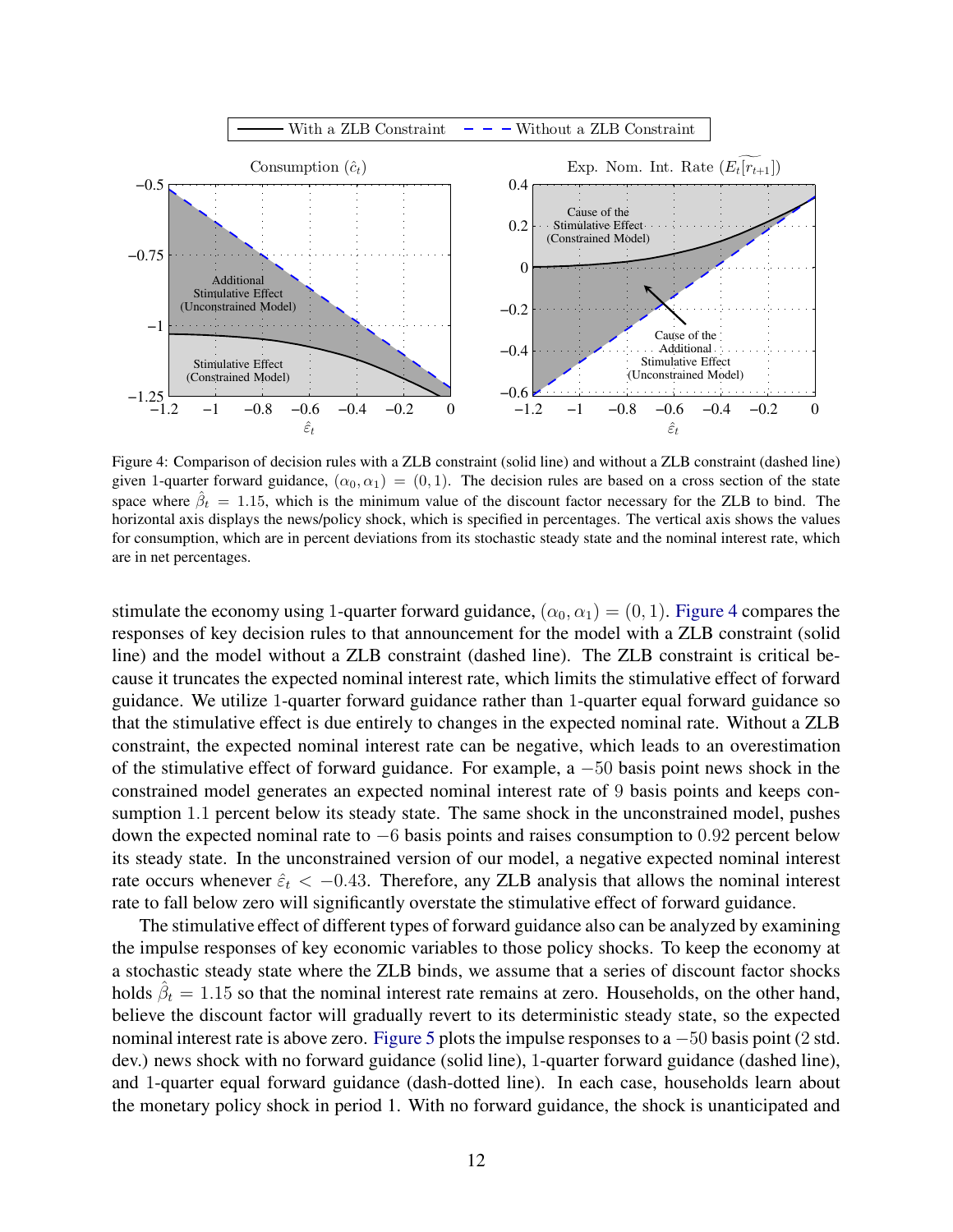Figure 4: Comparison of decision rules with a ZLB constraint (solid line) and without a ZLB constraint (dashed line) given 1-quarter forward guidance, $(\alpha_0, \alpha_1) = (0, 1)$. The decision rules are based on a cross section of the state space where $\hat{\beta}_t = 1.15$, which is the minimum value of the discount factor necessary for the ZLB to bind. The horizontal axis displays the news/policy shock, which is specified in percentages. The vertical axis shows the values for consumption, which are in percent deviations from its stochastic steady state and the nominal interest rate, which are in net percentages.

stimulate the economy using 1-quarter forward guidance, $(\alpha_0, \alpha_1) = (0, 1)$. Figure 4 compares the responses of key decision rules to that announcement for the model with a ZLB constraint (solid line) and the model without a ZLB constraint (dashed line). The ZLB constraint is critical because it truncates the expected nominal interest rate, which limits the stimulative effect of forward guidance. We utilize 1-quarter forward guidance rather than 1-quarter equal forward guidance so that the stimulative effect is due entirely to changes in the expected nominal rate. Without a ZLB constraint, the expected nominal interest rate can be negative, which leads to an overestimation of the stimulative effect of forward guidance. For example, a $-50$ basis point news shock in the constrained model generates an expected nominal interest rate of 9 basis points and keeps consumption 1.1 percent below its steady state. The same shock in the unconstrained model, pushes down the expected nominal rate to $-6$ basis points and raises consumption to 0.92 percent below its steady state. In the unconstrained version of our model, a negative expected nominal interest rate occurs whenever $\hat{\varepsilon}_t < -0.43$. Therefore, any ZLB analysis that allows the nominal interest rate to fall below zero will significantly overstate the stimulative effect of forward guidance.

The stimulative effect of different types of forward guidance also can be analyzed by examining the impulse responses of key economic variables to those policy shocks. To keep the economy at a stochastic steady state where the ZLB binds, we assume that a series of discount factor shocks holds $\hat{\beta}_t = 1.15$ so that the nominal interest rate remains at zero. Households, on the other hand, believe the discount factor will gradually revert to its deterministic steady state, so the expected nominal interest rate is above zero. Figure 5 plots the impulse responses to a $-50$ basis point (2 std. dev.) news shock with no forward guidance (solid line), 1-quarter forward guidance (dashed line), and 1-quarter equal forward guidance (dash-dotted line). In each case, households learn about the monetary policy shock in period 1. With no forward guidance, the shock is unanticipated and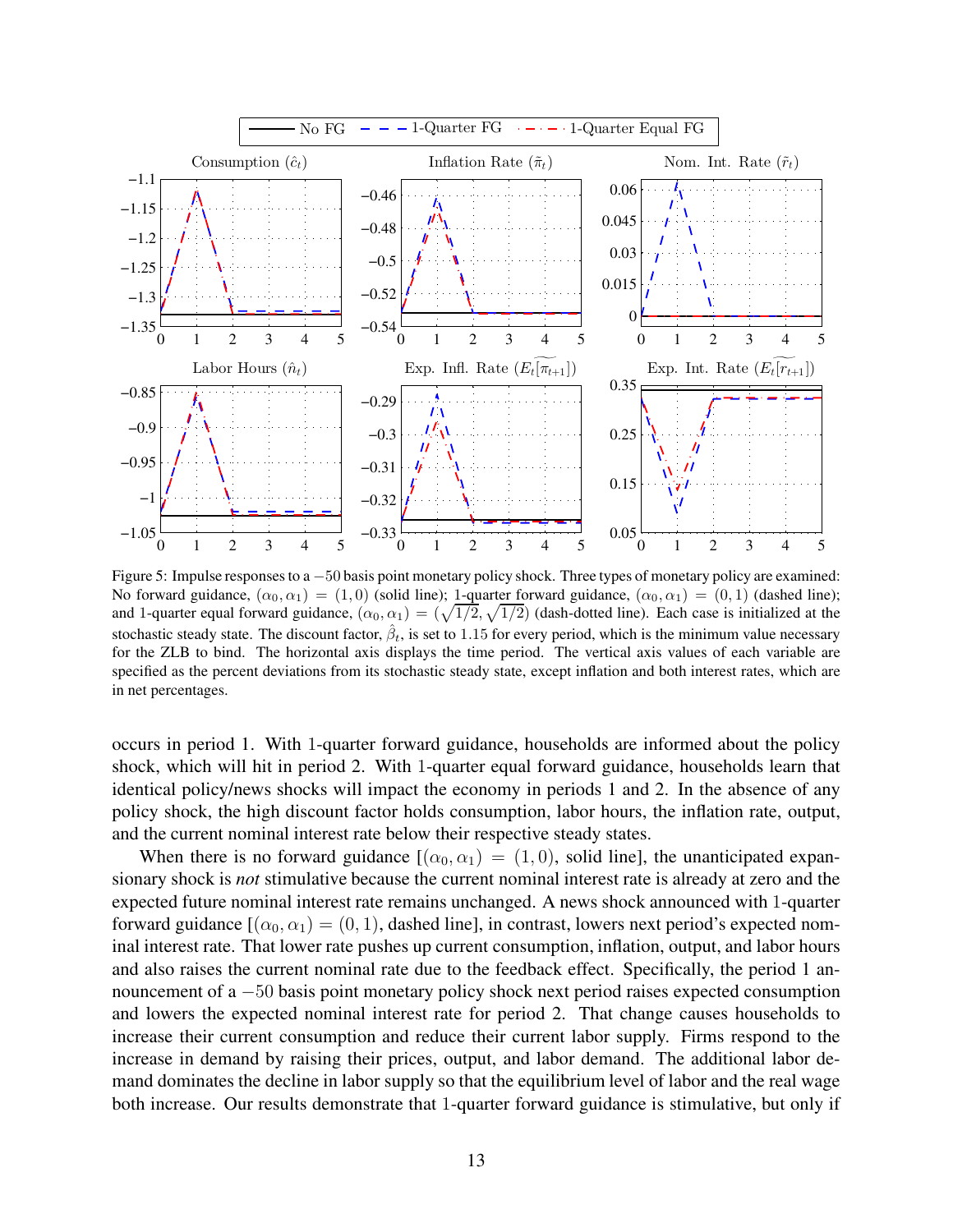Figure 5: Impulse responses to a $-50$ basis point monetary policy shock. Three types of monetary policy are examined: No forward guidance, $(\alpha_0, \alpha_1) = (1, 0)$ (solid line); 1-quarter forward guidance, $(\alpha_0, \alpha_1) = (0, 1)$ (dashed line); and 1-quarter equal forward guidance, $(\alpha_0, \alpha_1) = (\sqrt{1/2}, \sqrt{1/2})$ (dash-dotted line). Each case is initialized at the stochastic steady state. The discount factor, $\hat{\beta}_t$, is set to 1.15 for every period, which is the minimum value necessary for the ZLB to bind. The horizontal axis displays the time period. The vertical axis values of each variable are specified as the percent deviations from its stochastic steady state, except inflation and both interest rates, which are in net percentages.

occurs in period 1. With 1-quarter forward guidance, households are informed about the policy shock, which will hit in period 2. With 1-quarter equal forward guidance, households learn that identical policy/news shocks will impact the economy in periods 1 and 2. In the absence of any policy shock, the high discount factor holds consumption, labor hours, the inflation rate, output, and the current nominal interest rate below their respective steady states.

When there is no forward guidance [$(\alpha_0, \alpha_1) = (1, 0)$, solid line], the unanticipated expansionary shock is *not* stimulative because the current nominal interest rate is already at zero and the expected future nominal interest rate remains unchanged. A news shock announced with 1-quarter forward guidance [$(\alpha_0, \alpha_1) = (0, 1)$, dashed line], in contrast, lowers next period's expected nominal interest rate. That lower rate pushes up current consumption, inflation, output, and labor hours and also raises the current nominal rate due to the feedback effect. Specifically, the period 1 announcement of a $-50$ basis point monetary policy shock next period raises expected consumption and lowers the expected nominal interest rate for period 2. That change causes households to increase their current consumption and reduce their current labor supply. Firms respond to the increase in demand by raising their prices, output, and labor demand. The additional labor demand dominates the decline in labor supply so that the equilibrium level of labor and the real wage both increase. Our results demonstrate that 1-quarter forward guidance is stimulative, but only if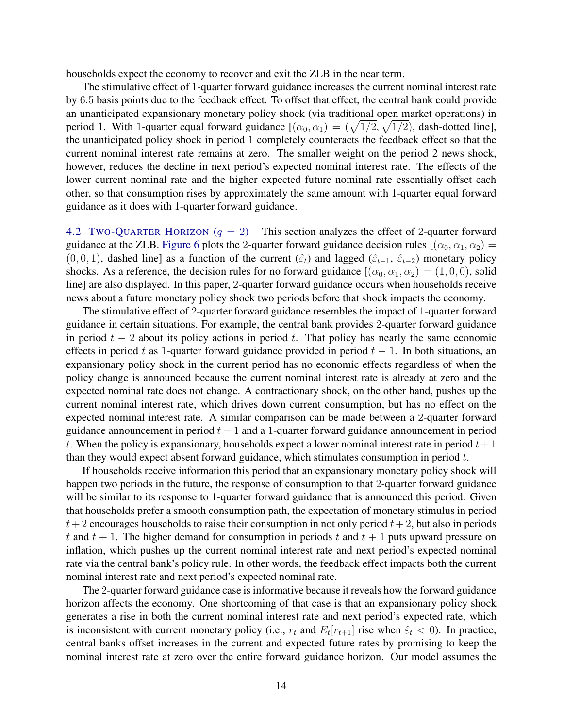households expect the economy to recover and exit the ZLB in the near term.

The stimulative effect of 1-quarter forward guidance increases the current nominal interest rate by 6.5 basis points due to the feedback effect. To offset that effect, the central bank could provide an unanticipated expansionary monetary policy shock (via traditional open market operations) in period 1. With 1-quarter equal forward guidance [$(\alpha_0, \alpha_1) = (\sqrt{1/2}, \sqrt{1/2})$, dash-dotted line], the unanticipated policy shock in period 1 completely counteracts the feedback effect so that the current nominal interest rate remains at zero. The smaller weight on the period 2 news shock, however, reduces the decline in next period's expected nominal interest rate. The effects of the lower current nominal rate and the higher expected future nominal rate essentially offset each other, so that consumption rises by approximately the same amount with 1-quarter equal forward guidance as it does with 1-quarter forward guidance.

### 4.2 Two-Quarter Horizon ($q = 2$)

This section analyzes the effect of 2-quarter forward guidance at the ZLB. Figure 6 plots the 2-quarter forward guidance decision rules [$(\alpha_0, \alpha_1, \alpha_2) = (0, 0, 1)$, dashed line] as a function of the current ($\hat{\varepsilon}_t$) and lagged ($\hat{\varepsilon}_{t-1}$, $\hat{\varepsilon}_{t-2}$) monetary policy shocks. As a reference, the decision rules for no forward guidance [$(\alpha_0, \alpha_1, \alpha_2) = (1, 0, 0)$, solid line] are also displayed. In this paper, 2-quarter forward guidance occurs when households receive news about a future monetary policy shock two periods before that shock impacts the economy.

The stimulative effect of 2-quarter forward guidance resembles the impact of 1-quarter forward guidance in certain situations. For example, the central bank provides 2-quarter forward guidance in period $t-2$ about its policy actions in period $t$. That policy has nearly the same economic effects in period $t$ as 1-quarter forward guidance provided in period $t-1$. In both situations, an expansionary policy shock in the current period has no economic effects regardless of when the policy change is announced because the current nominal interest rate is already at zero and the expected nominal rate does not change. A contractionary shock, on the other hand, pushes up the current nominal interest rate, which drives down current consumption, but has no effect on the expected nominal interest rate. A similar comparison can be made between a 2-quarter forward guidance announcement in period $t-1$ and a 1-quarter forward guidance announcement in period $t$. When the policy is expansionary, households expect a lower nominal interest rate in period $t+1$ than they would expect absent forward guidance, which stimulates consumption in period $t$.

If households receive information this period that an expansionary monetary policy shock will happen two periods in the future, the response of consumption to that 2-quarter forward guidance will be similar to its response to 1-quarter forward guidance that is announced this period. Given that households prefer a smooth consumption path, the expectation of monetary stimulus in period $t+2$ encourages households to raise their consumption in not only period $t+2$, but also in periods $t$ and $t+1$. The higher demand for consumption in periods $t$ and $t+1$ puts upward pressure on inflation, which pushes up the current nominal interest rate and next period's expected nominal rate via the central bank's policy rule. In other words, the feedback effect impacts both the current nominal interest rate and next period's expected nominal rate.

The 2-quarter forward guidance case is informative because it reveals how the forward guidance horizon affects the economy. One shortcoming of that case is that an expansionary policy shock generates a rise in both the current nominal interest rate and next period's expected rate, which is inconsistent with current monetary policy (i.e., $r_t$ and $E_t[r_{t+1}]$ rise when $\hat{\varepsilon}_t < 0$). In practice, central banks offset increases in the current and expected future rates by promising to keep the nominal interest rate at zero over the entire forward guidance horizon. Our model assumes the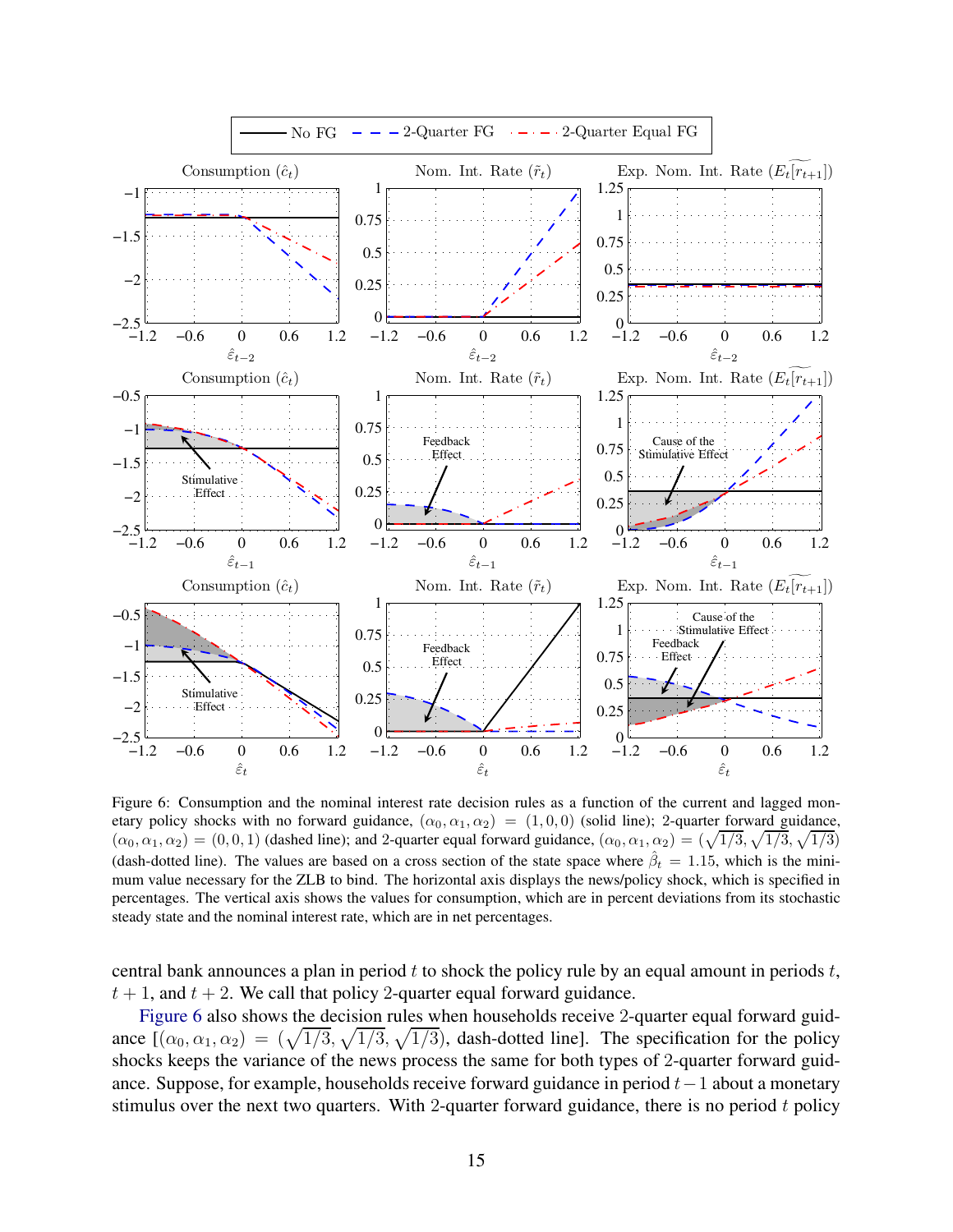Figure 6: Consumption and the nominal interest rate decision rules as a function of the current and lagged monetary policy shocks with no forward guidance, $(\alpha_0, \alpha_1, \alpha_2) = (1, 0, 0)$ (solid line); 2-quarter forward guidance, $(\alpha_0, \alpha_1, \alpha_2) = (0, 0, 1)$ (dashed line); and 2-quarter equal forward guidance, $(\alpha_0, \alpha_1, \alpha_2) = (\sqrt{1/3}, \sqrt{1/3}, \sqrt{1/3})$ (dash-dotted line). The values are based on a cross section of the state space where $\hat{\beta}_t = 1.15$, which is the minimum value necessary for the ZLB to bind. The horizontal axis displays the news/policy shock, which is specified in percentages. The vertical axis shows the values for consumption, which are in percent deviations from its stochastic steady state and the nominal interest rate, which are in net percentages.

central bank announces a plan in period $t$ to shock the policy rule by an equal amount in periods $t$, $t+1$, and $t+2$. We call that policy 2-quarter equal forward guidance.

Figure 6 also shows the decision rules when households receive 2-quarter equal forward guidance $[(\alpha_0, \alpha_1, \alpha_2) = (\sqrt{1/3}, \sqrt{1/3}, \sqrt{1/3})$, dash-dotted line]. The specification for the policy shocks keeps the variance of the news process the same for both types of 2-quarter forward guidance. Suppose, for example, households receive forward guidance in period $t-1$ about a monetary stimulus over the next two quarters. With 2-quarter forward guidance, there is no period $t$ policy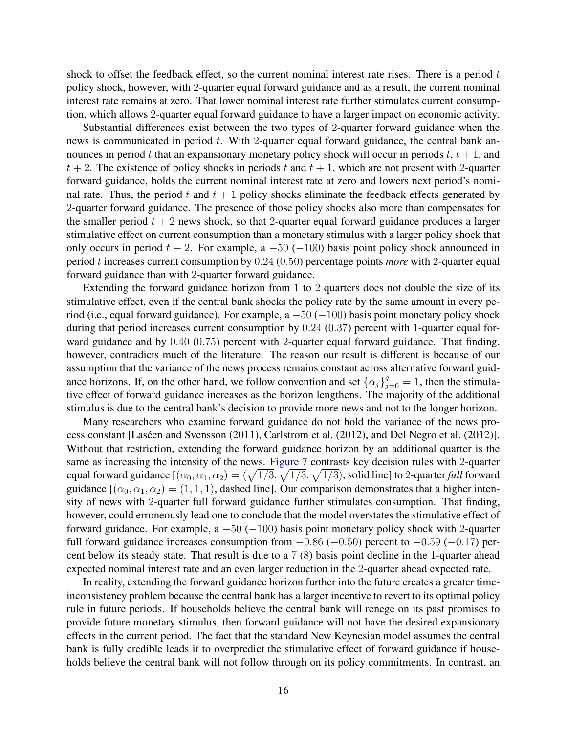shock to offset the feedback effect, so the current nominal interest rate rises. There is a period $t$ policy shock, however, with 2-quarter equal forward guidance and as a result, the current nominal interest rate remains at zero. That lower nominal interest rate further stimulates current consumption, which allows 2-quarter equal forward guidance to have a larger impact on economic activity.

Substantial differences exist between the two types of 2-quarter forward guidance when the news is communicated in period $t$. With 2-quarter equal forward guidance, the central bank announces in period $t$ that an expansionary monetary policy shock will occur in periods $t$, $t+1$, and $t+2$. The existence of policy shocks in periods $t$ and $t+1$, which are not present with 2-quarter forward guidance, holds the current nominal interest rate at zero and lowers next period's nominal rate. Thus, the period $t$ and $t+1$ policy shocks eliminate the feedback effects generated by 2-quarter forward guidance. The presence of those policy shocks also more than compensates for the smaller period $t+2$ news shock, so that 2-quarter equal forward guidance produces a larger stimulative effect on current consumption than a monetary stimulus with a larger policy shock that only occurs in period $t+2$. For example, a $-50$ ($-100$) basis point policy shock announced in period $t$ increases current consumption by $0.24$ ($0.50$) percentage points *more* with 2-quarter equal forward guidance than with 2-quarter forward guidance.

Extending the forward guidance horizon from 1 to 2 quarters does not double the size of its stimulative effect, even if the central bank shocks the policy rate by the same amount in every period (i.e., equal forward guidance). For example, a $-50$ ($-100$) basis point monetary policy shock during that period increases current consumption by $0.24$ ($0.37$) percent with 1-quarter equal forward guidance and by $0.40$ ($0.75$) percent with 2-quarter equal forward guidance. That finding, however, contradicts much of the literature. The reason our result is different is because of our assumption that the variance of the news process remains constant across alternative forward guidance horizons. If, on the other hand, we follow convention and set $\{\alpha_j\}_{j=0}^{q} = 1$, then the stimulative effect of forward guidance increases as the horizon lengthens. The majority of the additional stimulus is due to the central bank's decision to provide more news and not to the longer horizon.

Many researchers who examine forward guidance do not hold the variance of the news process constant [Laséen and Svensson (2011), Carlstrom et al. (2012), and Del Negro et al. (2012)]. Without that restriction, extending the forward guidance horizon by an additional quarter is the same as increasing the intensity of the news. Figure 7 contrasts key decision rules with 2-quarter equal forward guidance [$(\alpha_0, \alpha_1, \alpha_2) = (\sqrt{1/3}, \sqrt{1/3}, \sqrt{1/3})$, solid line] to 2-quarter *full* forward guidance [$(\alpha_0, \alpha_1, \alpha_2) = (1, 1, 1)$, dashed line]. Our comparison demonstrates that a higher intensity of news with 2-quarter full forward guidance further stimulates consumption. That finding, however, could erroneously lead one to conclude that the model overstates the stimulative effect of forward guidance. For example, a $-50$ ($-100$) basis point monetary policy shock with 2-quarter full forward guidance increases consumption from $-0.86$ ($-0.50$) percent to $-0.59$ ($-0.17$) percent below its steady state. That result is due to a 7 (8) basis point decline in the 1-quarter ahead expected nominal interest rate and an even larger reduction in the 2-quarter ahead expected rate.

In reality, extending the forward guidance horizon further into the future creates a greater time-inconsistency problem because the central bank has a larger incentive to revert to its optimal policy rule in future periods. If households believe the central bank will renege on its past promises to provide future monetary stimulus, then forward guidance will not have the desired expansionary effects in the current period. The fact that the standard New Keynesian model assumes the central bank is fully credible leads it to overpredict the stimulative effect of forward guidance if households believe the central bank will not follow through on its policy commitments. In contrast, an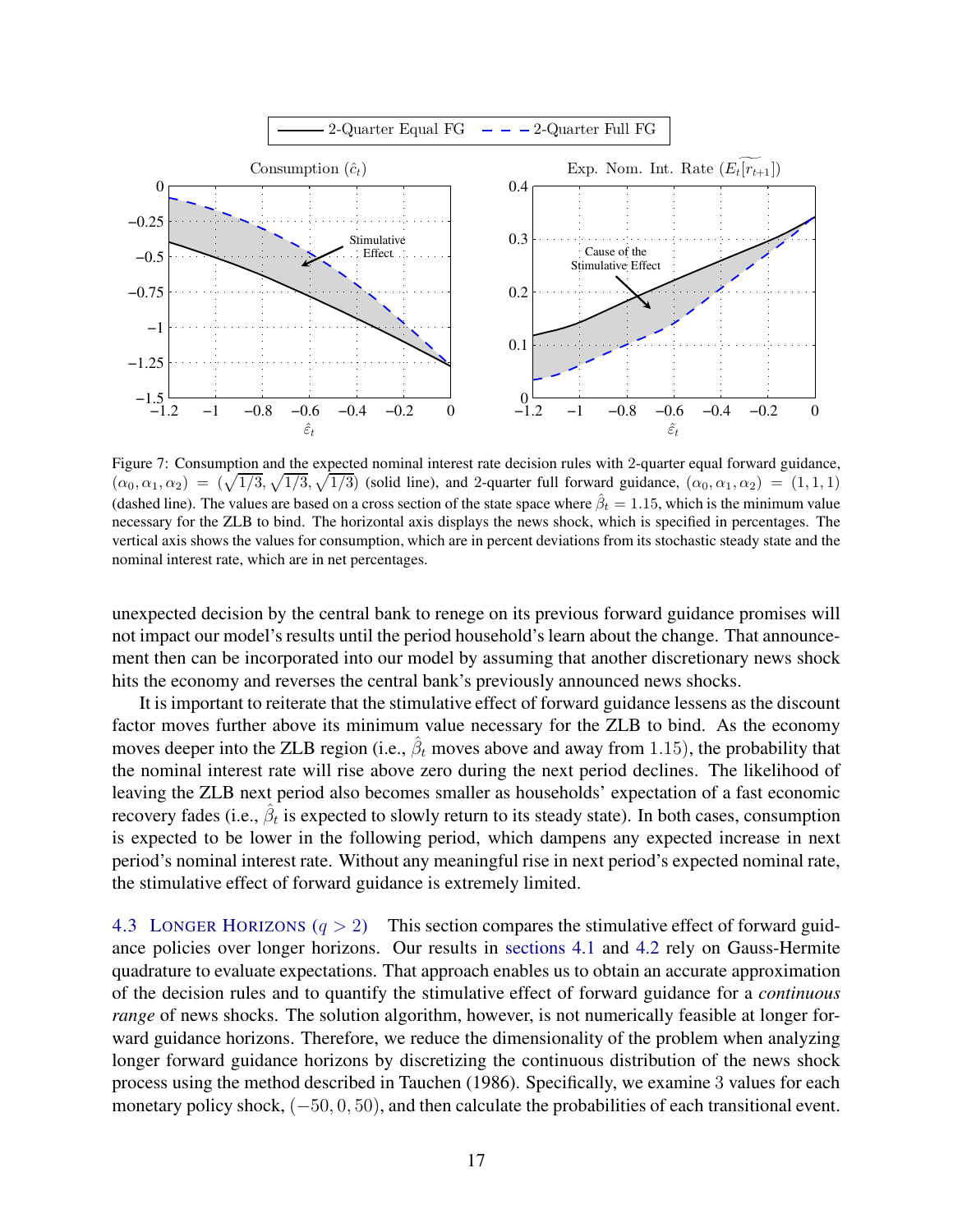Figure 7: Consumption and the expected nominal interest rate decision rules with 2-quarter equal forward guidance, $(\alpha_0, \alpha_1, \alpha_2) = (\sqrt{1/3}, \sqrt{1/3}, \sqrt{1/3})$ (solid line), and 2-quarter full forward guidance, $(\alpha_0, \alpha_1, \alpha_2) = (1, 1, 1)$ (dashed line). The values are based on a cross section of the state space where $\hat{\beta}_t = 1.15$, which is the minimum value necessary for the ZLB to bind. The horizontal axis displays the news shock, which is specified in percentages. The vertical axis shows the values for consumption, which are in percent deviations from its stochastic steady state and the nominal interest rate, which are in net percentages.

unexpected decision by the central bank to renege on its previous forward guidance promises will not impact our model's results until the period household's learn about the change. That announcement then can be incorporated into our model by assuming that another discretionary news shock hits the economy and reverses the central bank's previously announced news shocks.

It is important to reiterate that the stimulative effect of forward guidance lessens as the discount factor moves further above its minimum value necessary for the ZLB to bind. As the economy moves deeper into the ZLB region (i.e., $\hat{\beta}_t$ moves above and away from $1.15$), the probability that the nominal interest rate will rise above zero during the next period declines. The likelihood of leaving the ZLB next period also becomes smaller as households' expectation of a fast economic recovery fades (i.e., $\hat{\beta}_t$ is expected to slowly return to its steady state). In both cases, consumption is expected to be lower in the following period, which dampens any expected increase in next period's nominal interest rate. Without any meaningful rise in next period's expected nominal rate, the stimulative effect of forward guidance is extremely limited.

4.3 Longer Horizons ($q > 2$) This section compares the stimulative effect of forward guidance policies over longer horizons. Our results in sections 4.1 and 4.2 rely on Gauss-Hermite quadrature to evaluate expectations. That approach enables us to obtain an accurate approximation of the decision rules and to quantify the stimulative effect of forward guidance for a *continuous range* of news shocks. The solution algorithm, however, is not numerically feasible at longer forward guidance horizons. Therefore, we reduce the dimensionality of the problem when analyzing longer forward guidance horizons by discretizing the continuous distribution of the news shock process using the method described in Tauchen (1986). Specifically, we examine $3$ values for each monetary policy shock, $(-50, 0, 50)$, and then calculate the probabilities of each transitional event.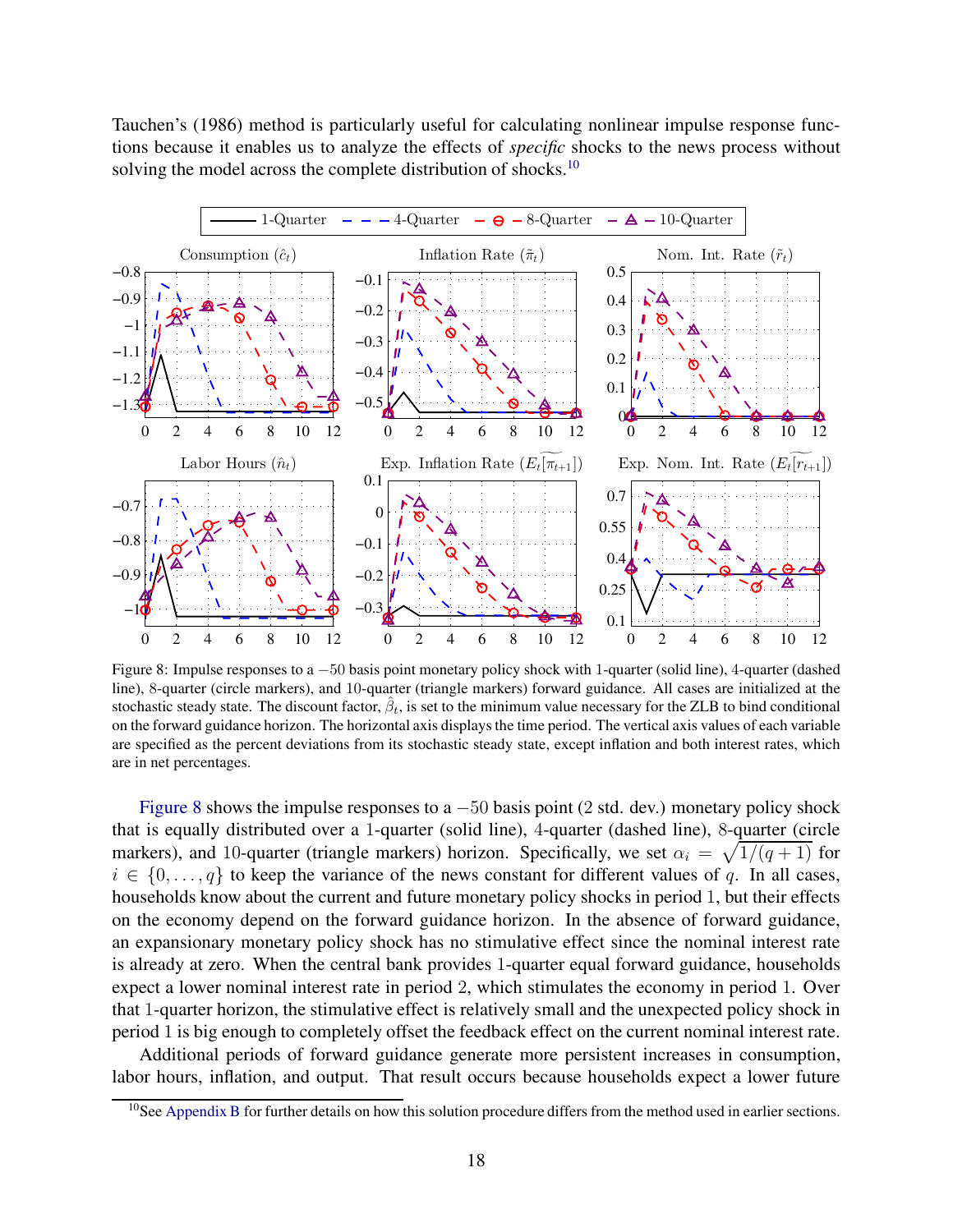Tauchen's (1986) method is particularly useful for calculating nonlinear impulse response functions because it enables us to analyze the effects of *specific* shocks to the news process without solving the model across the complete distribution of shocks.[10]

Figure 8: Impulse responses to a $-50$ basis point monetary policy shock with 1-quarter (solid line), 4-quarter (dashed line), 8-quarter (circle markers), and 10-quarter (triangle markers) forward guidance. All cases are initialized at the stochastic steady state. The discount factor, $\hat{\beta}_t$, is set to the minimum value necessary for the ZLB to bind conditional on the forward guidance horizon. The horizontal axis displays the time period. The vertical axis values of each variable are specified as the percent deviations from its stochastic steady state, except inflation and both interest rates, which are in net percentages.

Figure 8 shows the impulse responses to a $-50$ basis point (2 std. dev.) monetary policy shock that is equally distributed over a 1-quarter (solid line), 4-quarter (dashed line), 8-quarter (circle markers), and 10-quarter (triangle markers) horizon. Specifically, we set $\alpha_i = \sqrt{1/(q+1)}$ for $i \in \{0, \ldots, q\}$ to keep the variance of the news constant for different values of $q$. In all cases, households know about the current and future monetary policy shocks in period 1, but their effects on the economy depend on the forward guidance horizon. In the absence of forward guidance, an expansionary monetary policy shock has no stimulative effect since the nominal interest rate is already at zero. When the central bank provides 1-quarter equal forward guidance, households expect a lower nominal interest rate in period 2, which stimulates the economy in period 1. Over that 1-quarter horizon, the stimulative effect is relatively small and the unexpected policy shock in period 1 is big enough to completely offset the feedback effect on the current nominal interest rate.

Additional periods of forward guidance generate more persistent increases in consumption, labor hours, inflation, and output. That result occurs because households expect a lower future

[10] See Appendix B for further details on how this solution procedure differs from the method used in earlier sections.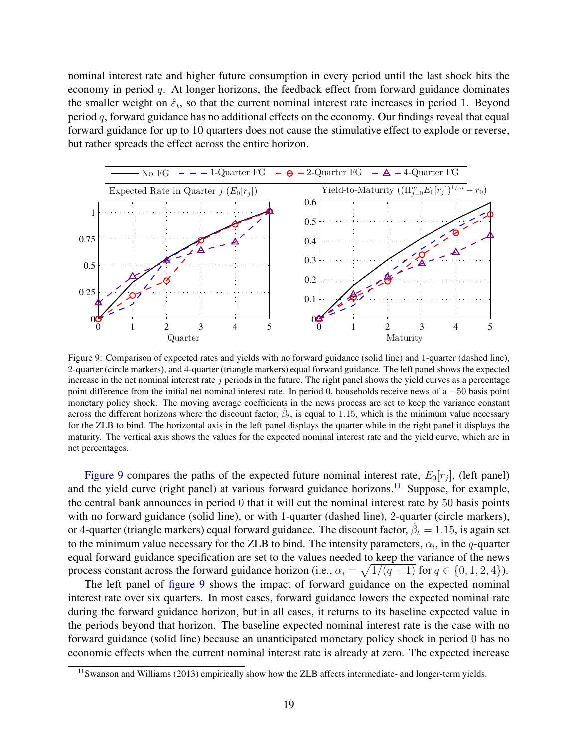nominal interest rate and higher future consumption in every period until the last shock hits the economy in period $q$. At longer horizons, the feedback effect from forward guidance dominates the smaller weight on $\hat{\varepsilon}_t$, so that the current nominal interest rate increases in period 1. Beyond period $q$, forward guidance has no additional effects on the economy. Our findings reveal that equal forward guidance for up to 10 quarters does not cause the stimulative effect to explode or reverse, but rather spreads the effect across the entire horizon.

Figure 9: Comparison of expected rates and yields with no forward guidance (solid line) and 1-quarter (dashed line), 2-quarter (circle markers), and 4-quarter (triangle markers) equal forward guidance. The left panel shows the expected increase in the net nominal interest rate $j$ periods in the future. The right panel shows the yield curves as a percentage point difference from the initial net nominal interest rate. In period 0, households receive news of a $-50$ basis point monetary policy shock. The moving average coefficients in the news process are set to keep the variance constant across the different horizons where the discount factor, $\hat{\beta}_t$, is equal to 1.15, which is the minimum value necessary for the ZLB to bind. The horizontal axis in the left panel displays the quarter while in the right panel it displays the maturity. The vertical axis shows the values for the expected nominal interest rate and the yield curve, which are in net percentages.

Figure 9 compares the paths of the expected future nominal interest rate, $E_0[r_j]$, (left panel) and the yield curve (right panel) at various forward guidance horizons.[11] Suppose, for example, the central bank announces in period 0 that it will cut the nominal interest rate by 50 basis points with no forward guidance (solid line), or with 1-quarter (dashed line), 2-quarter (circle markers), or 4-quarter (triangle markers) equal forward guidance. The discount factor, $\hat{\beta}_t = 1.15$, is again set to the minimum value necessary for the ZLB to bind. The intensity parameters, $\alpha_i$, in the $q$-quarter equal forward guidance specification are set to the values needed to keep the variance of the news process constant across the forward guidance horizon (i.e., $\alpha_i = \sqrt{1/(q+1)}$ for $q \in \{0, 1, 2, 4\}$).

The left panel of figure 9 shows the impact of forward guidance on the expected nominal interest rate over six quarters. In most cases, forward guidance lowers the expected nominal rate during the forward guidance horizon, but in all cases, it returns to its baseline expected value in the periods beyond that horizon. The baseline expected nominal interest rate is the case with no forward guidance (solid line) because an unanticipated monetary policy shock in period 0 has no economic effects when the current nominal interest rate is already at zero. The expected increase

[11] Swanson and Williams (2013) empirically show how the ZLB affects intermediate- and longer-term yields.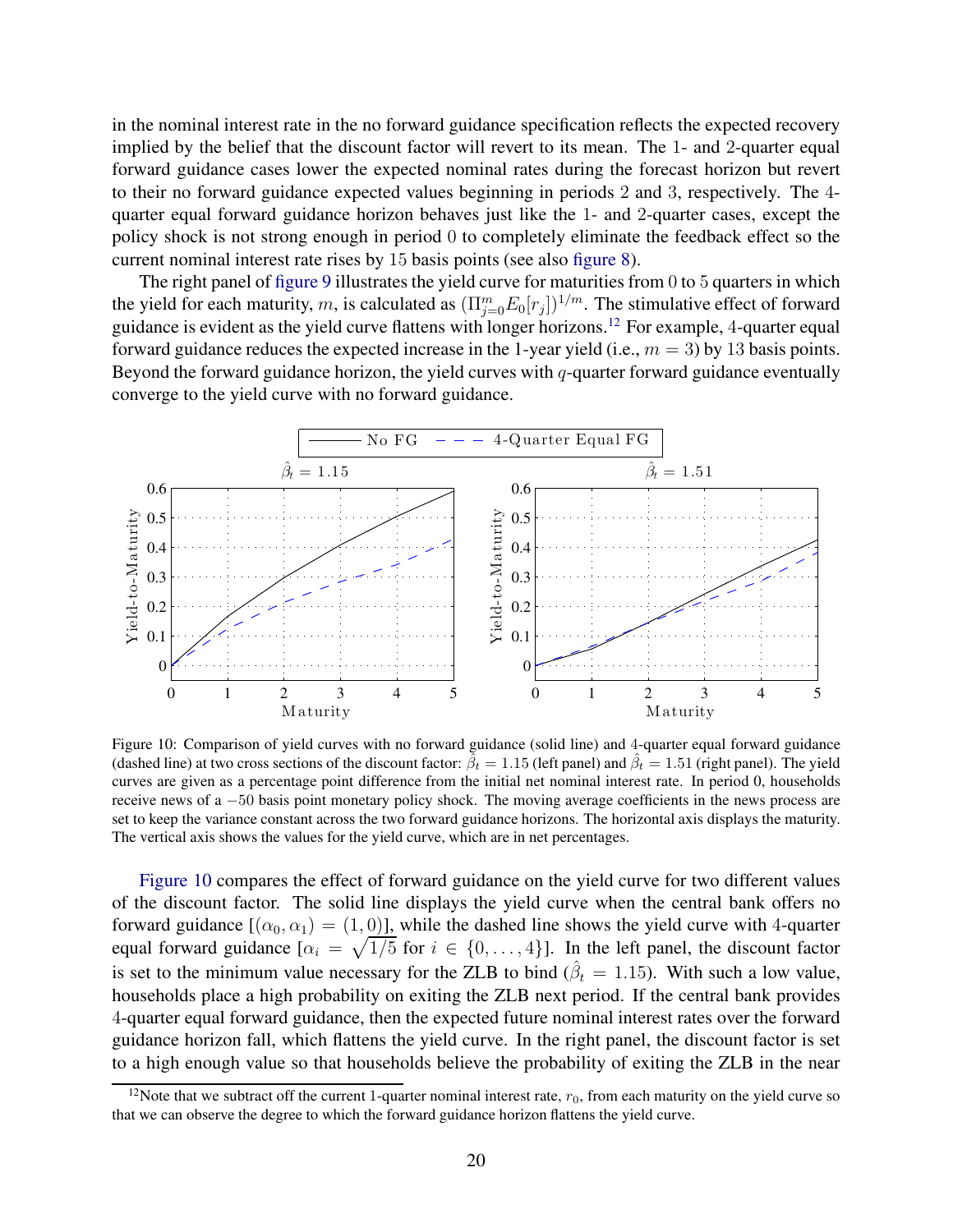in the nominal interest rate in the no forward guidance specification reflects the expected recovery implied by the belief that the discount factor will revert to its mean. The 1- and 2-quarter equal forward guidance cases lower the expected nominal rates during the forecast horizon but revert to their no forward guidance expected values beginning in periods 2 and 3, respectively. The 4-quarter equal forward guidance horizon behaves just like the 1- and 2-quarter cases, except the policy shock is not strong enough in period 0 to completely eliminate the feedback effect so the current nominal interest rate rises by 15 basis points (see also figure 8).

The right panel of figure 9 illustrates the yield curve for maturities from 0 to 5 quarters in which the yield for each maturity, $m$, is calculated as $(\Pi_{j=0}^{m} E_0[r_j])^{1/m}$. The stimulative effect of forward guidance is evident as the yield curve flattens with longer horizons.[12] For example, 4-quarter equal forward guidance reduces the expected increase in the 1-year yield (i.e., $m = 3$) by 13 basis points. Beyond the forward guidance horizon, the yield curves with $q$-quarter forward guidance eventually converge to the yield curve with no forward guidance.

Figure 10: Comparison of yield curves with no forward guidance (solid line) and 4-quarter equal forward guidance (dashed line) at two cross sections of the discount factor: $\hat{\beta}_t = 1.15$ (left panel) and $\hat{\beta}_t = 1.51$ (right panel). The yield curves are given as a percentage point difference from the initial net nominal interest rate. In period 0, households receive news of a $-50$ basis point monetary policy shock. The moving average coefficients in the news process are set to keep the variance constant across the two forward guidance horizons. The horizontal axis displays the maturity. The vertical axis shows the values for the yield curve, which are in net percentages.

Figure 10 compares the effect of forward guidance on the yield curve for two different values of the discount factor. The solid line displays the yield curve when the central bank offers no forward guidance [$(\alpha_0, \alpha_1) = (1, 0)$], while the dashed line shows the yield curve with 4-quarter equal forward guidance [$\alpha_i = \sqrt{1/5}$ for $i \in \{0, \ldots, 4\}$]. In the left panel, the discount factor is set to the minimum value necessary for the ZLB to bind ($\hat{\beta}_t = 1.15$). With such a low value, households place a high probability on exiting the ZLB next period. If the central bank provides 4-quarter equal forward guidance, then the expected future nominal interest rates over the forward guidance horizon fall, which flattens the yield curve. In the right panel, the discount factor is set to a high enough value so that households believe the probability of exiting the ZLB in the near

[12] Note that we subtract off the current 1-quarter nominal interest rate, $r_0$, from each maturity on the yield curve so that we can observe the degree to which the forward guidance horizon flattens the yield curve.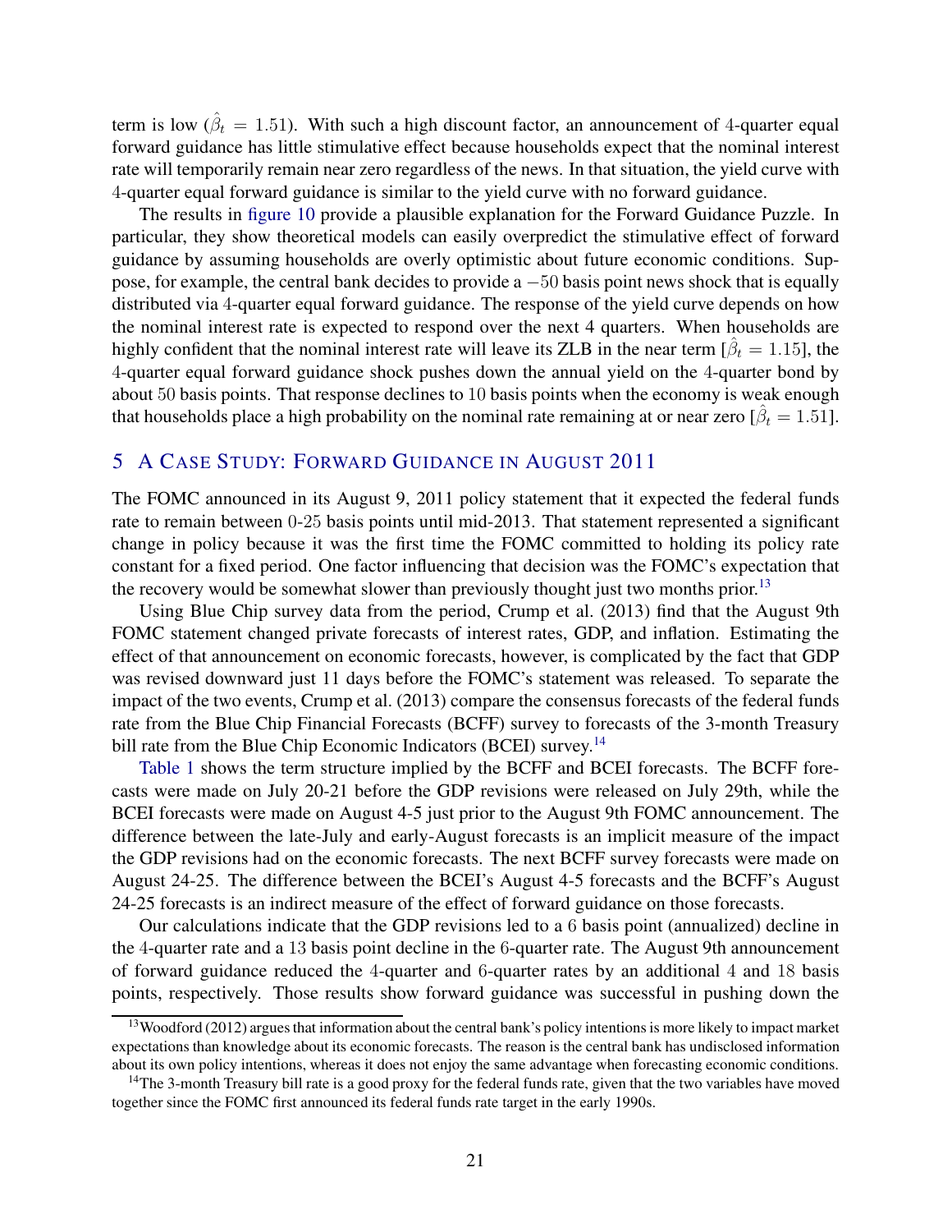term is low ($\hat{\beta}_t = 1.51$). With such a high discount factor, an announcement of 4-quarter equal forward guidance has little stimulative effect because households expect that the nominal interest rate will temporarily remain near zero regardless of the news. In that situation, the yield curve with 4-quarter equal forward guidance is similar to the yield curve with no forward guidance.

The results in figure 10 provide a plausible explanation for the Forward Guidance Puzzle. In particular, they show theoretical models can easily overpredict the stimulative effect of forward guidance by assuming households are overly optimistic about future economic conditions. Suppose, for example, the central bank decides to provide a $-50$ basis point news shock that is equally distributed via 4-quarter equal forward guidance. The response of the yield curve depends on how the nominal interest rate is expected to respond over the next 4 quarters. When households are highly confident that the nominal interest rate will leave its ZLB in the near term [$\hat{\beta}_t = 1.15$], the 4-quarter equal forward guidance shock pushes down the annual yield on the 4-quarter bond by about 50 basis points. That response declines to 10 basis points when the economy is weak enough that households place a high probability on the nominal rate remaining at or near zero [$\hat{\beta}_t = 1.51$].

## 5 A Case Study: Forward Guidance in August 2011

The FOMC announced in its August 9, 2011 policy statement that it expected the federal funds rate to remain between 0-25 basis points until mid-2013. That statement represented a significant change in policy because it was the first time the FOMC committed to holding its policy rate constant for a fixed period. One factor influencing that decision was the FOMC's expectation that the recovery would be somewhat slower than previously thought just two months prior.[13]

Using Blue Chip survey data from the period, Crump et al. (2013) find that the August 9th FOMC statement changed private forecasts of interest rates, GDP, and inflation. Estimating the effect of that announcement on economic forecasts, however, is complicated by the fact that GDP was revised downward just 11 days before the FOMC's statement was released. To separate the impact of the two events, Crump et al. (2013) compare the consensus forecasts of the federal funds rate from the Blue Chip Financial Forecasts (BCFF) survey to forecasts of the 3-month Treasury bill rate from the Blue Chip Economic Indicators (BCEI) survey.[14]

Table 1 shows the term structure implied by the BCFF and BCEI forecasts. The BCFF forecasts were made on July 20-21 before the GDP revisions were released on July 29th, while the BCEI forecasts were made on August 4-5 just prior to the August 9th FOMC announcement. The difference between the late-July and early-August forecasts is an implicit measure of the impact the GDP revisions had on the economic forecasts. The next BCFF survey forecasts were made on August 24-25. The difference between the BCEI's August 4-5 forecasts and the BCFF's August 24-25 forecasts is an indirect measure of the effect of forward guidance on those forecasts.

Our calculations indicate that the GDP revisions led to a 6 basis point (annualized) decline in the 4-quarter rate and a 13 basis point decline in the 6-quarter rate. The August 9th announcement of forward guidance reduced the 4-quarter and 6-quarter rates by an additional 4 and 18 basis points, respectively. Those results show forward guidance was successful in pushing down the

[13] Woodford (2012) argues that information about the central bank's policy intentions is more likely to impact market expectations than knowledge about its economic forecasts. The reason is the central bank has undisclosed information about its own policy intentions, whereas it does not enjoy the same advantage when forecasting economic conditions.

[14] The 3-month Treasury bill rate is a good proxy for the federal funds rate, given that the two variables have moved together since the FOMC first announced its federal funds rate target in the early 1990s.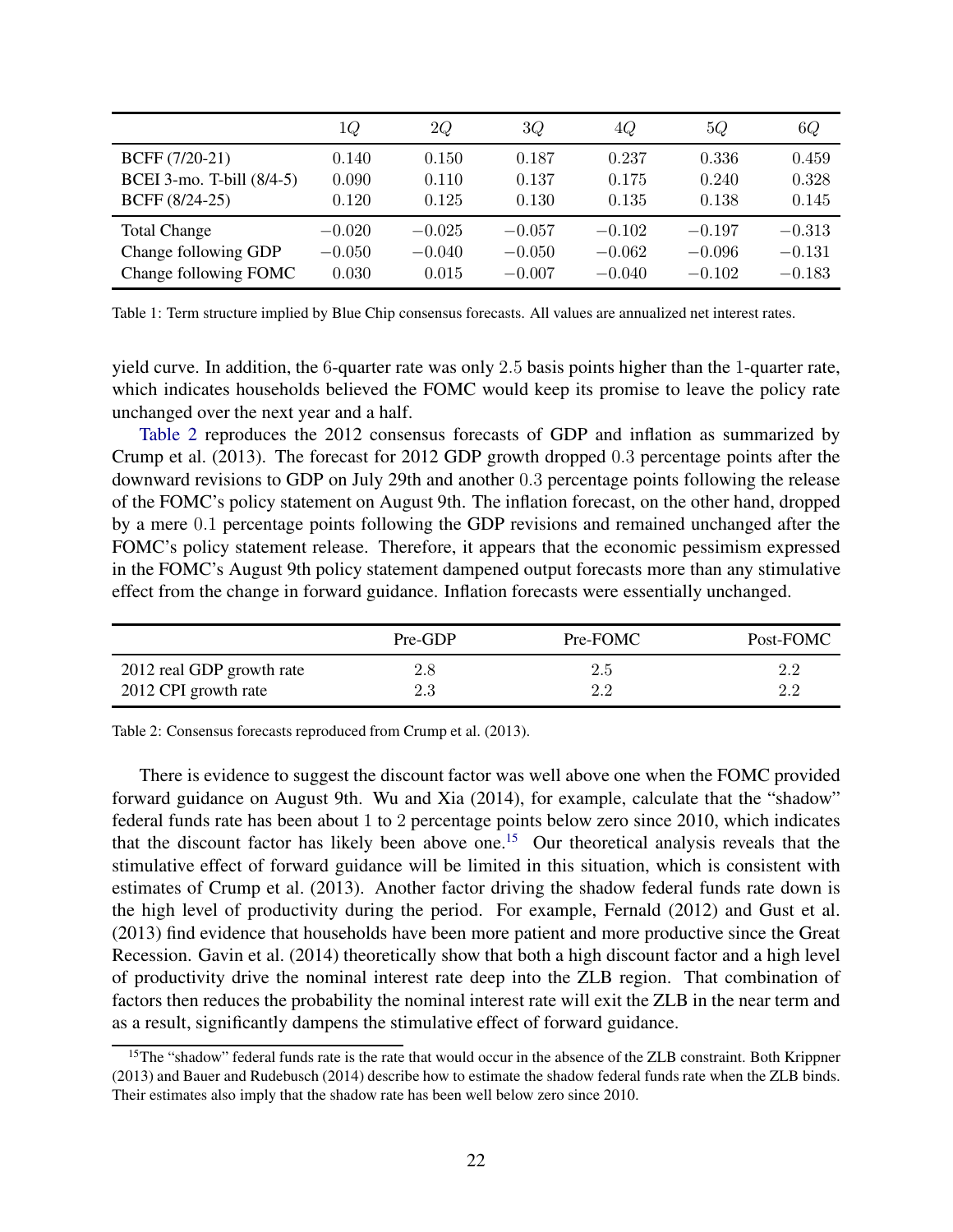| | $1Q$ | $2Q$ | $3Q$ | $4Q$ | $5Q$ | $6Q$ |
|---|---|---|---|---|---|---|
| BCFF (7/20-21) | 0.140 | 0.150 | 0.187 | 0.237 | 0.336 | 0.459 |
| BCEI 3-mo. T-bill (8/4-5) | 0.090 | 0.110 | 0.137 | 0.175 | 0.240 | 0.328 |
| BCFF (8/24-25) | 0.120 | 0.125 | 0.130 | 0.135 | 0.138 | 0.145 |
| Total Change | $-0.020$ | $-0.025$ | $-0.057$ | $-0.102$ | $-0.197$ | $-0.313$ |
| Change following GDP | $-0.050$ | $-0.040$ | $-0.050$ | $-0.062$ | $-0.096$ | $-0.131$ |
| Change following FOMC | 0.030 | 0.015 | $-0.007$ | $-0.040$ | $-0.102$ | $-0.183$ |

Table 1: Term structure implied by Blue Chip consensus forecasts. All values are annualized net interest rates.

yield curve. In addition, the 6-quarter rate was only 2.5 basis points higher than the 1-quarter rate, which indicates households believed the FOMC would keep its promise to leave the policy rate unchanged over the next year and a half.

Table 2 reproduces the 2012 consensus forecasts of GDP and inflation as summarized by Crump et al. (2013). The forecast for 2012 GDP growth dropped 0.3 percentage points after the downward revisions to GDP on July 29th and another 0.3 percentage points following the release of the FOMC's policy statement on August 9th. The inflation forecast, on the other hand, dropped by a mere 0.1 percentage points following the GDP revisions and remained unchanged after the FOMC's policy statement release. Therefore, it appears that the economic pessimism expressed in the FOMC's August 9th policy statement dampened output forecasts more than any stimulative effect from the change in forward guidance. Inflation forecasts were essentially unchanged.

| | Pre-GDP | Pre-FOMC | Post-FOMC |
|---|---|---|---|
| 2012 real GDP growth rate | 2.8 | 2.5 | 2.2 |
| 2012 CPI growth rate | 2.3 | 2.2 | 2.2 |

Table 2: Consensus forecasts reproduced from Crump et al. (2013).

There is evidence to suggest the discount factor was well above one when the FOMC provided forward guidance on August 9th. Wu and Xia (2014), for example, calculate that the "shadow" federal funds rate has been about 1 to 2 percentage points below zero since 2010, which indicates that the discount factor has likely been above one.[15] Our theoretical analysis reveals that the stimulative effect of forward guidance will be limited in this situation, which is consistent with estimates of Crump et al. (2013). Another factor driving the shadow federal funds rate down is the high level of productivity during the period. For example, Fernald (2012) and Gust et al. (2013) find evidence that households have been more patient and more productive since the Great Recession. Gavin et al. (2014) theoretically show that both a high discount factor and a high level of productivity drive the nominal interest rate deep into the ZLB region. That combination of factors then reduces the probability the nominal interest rate will exit the ZLB in the near term and as a result, significantly dampens the stimulative effect of forward guidance.

[15] The "shadow" federal funds rate is the rate that would occur in the absence of the ZLB constraint. Both Krippner (2013) and Bauer and Rudebusch (2014) describe how to estimate the shadow federal funds rate when the ZLB binds. Their estimates also imply that the shadow rate has been well below zero since 2010.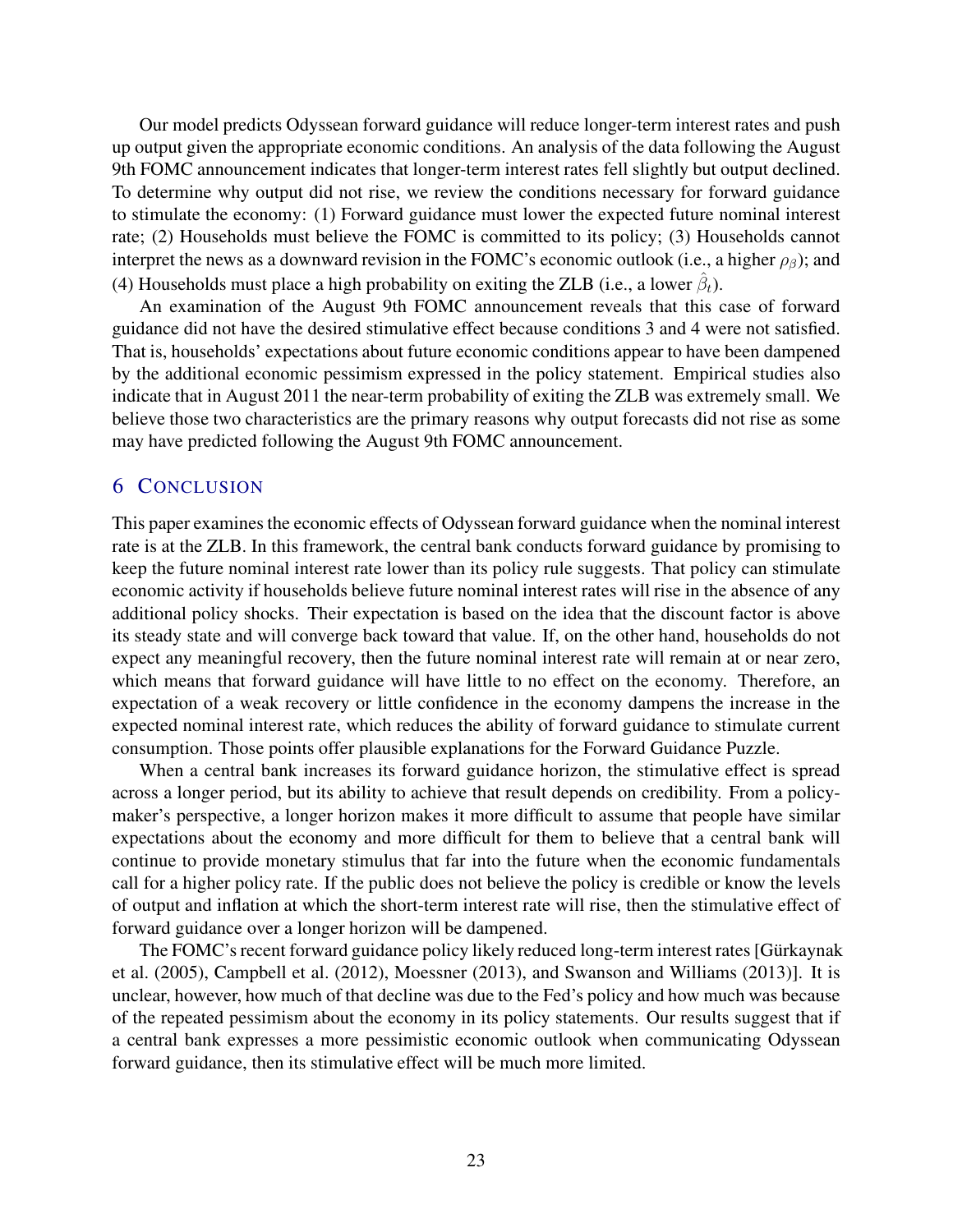Our model predicts Odyssean forward guidance will reduce longer-term interest rates and push up output given the appropriate economic conditions. An analysis of the data following the August 9th FOMC announcement indicates that longer-term interest rates fell slightly but output declined. To determine why output did not rise, we review the conditions necessary for forward guidance to stimulate the economy: (1) Forward guidance must lower the expected future nominal interest rate; (2) Households must believe the FOMC is committed to its policy; (3) Households cannot interpret the news as a downward revision in the FOMC's economic outlook (i.e., a higher $\rho_\beta$); and (4) Households must place a high probability on exiting the ZLB (i.e., a lower $\hat{\beta}_t$).

An examination of the August 9th FOMC announcement reveals that this case of forward guidance did not have the desired stimulative effect because conditions 3 and 4 were not satisfied. That is, households' expectations about future economic conditions appear to have been dampened by the additional economic pessimism expressed in the policy statement. Empirical studies also indicate that in August 2011 the near-term probability of exiting the ZLB was extremely small. We believe those two characteristics are the primary reasons why output forecasts did not rise as some may have predicted following the August 9th FOMC announcement.

## 6 Conclusion

This paper examines the economic effects of Odyssean forward guidance when the nominal interest rate is at the ZLB. In this framework, the central bank conducts forward guidance by promising to keep the future nominal interest rate lower than its policy rule suggests. That policy can stimulate economic activity if households believe future nominal interest rates will rise in the absence of any additional policy shocks. Their expectation is based on the idea that the discount factor is above its steady state and will converge back toward that value. If, on the other hand, households do not expect any meaningful recovery, then the future nominal interest rate will remain at or near zero, which means that forward guidance will have little to no effect on the economy. Therefore, an expectation of a weak recovery or little confidence in the economy dampens the increase in the expected nominal interest rate, which reduces the ability of forward guidance to stimulate current consumption. Those points offer plausible explanations for the Forward Guidance Puzzle.

When a central bank increases its forward guidance horizon, the stimulative effect is spread across a longer period, but its ability to achieve that result depends on credibility. From a policymaker's perspective, a longer horizon makes it more difficult to assume that people have similar expectations about the economy and more difficult for them to believe that a central bank will continue to provide monetary stimulus that far into the future when the economic fundamentals call for a higher policy rate. If the public does not believe the policy is credible or know the levels of output and inflation at which the short-term interest rate will rise, then the stimulative effect of forward guidance over a longer horizon will be dampened.

The FOMC's recent forward guidance policy likely reduced long-term interest rates [Gürkaynak et al. (2005), Campbell et al. (2012), Moessner (2013), and Swanson and Williams (2013)]. It is unclear, however, how much of that decline was due to the Fed's policy and how much was because of the repeated pessimism about the economy in its policy statements. Our results suggest that if a central bank expresses a more pessimistic economic outlook when communicating Odyssean forward guidance, then its stimulative effect will be much more limited.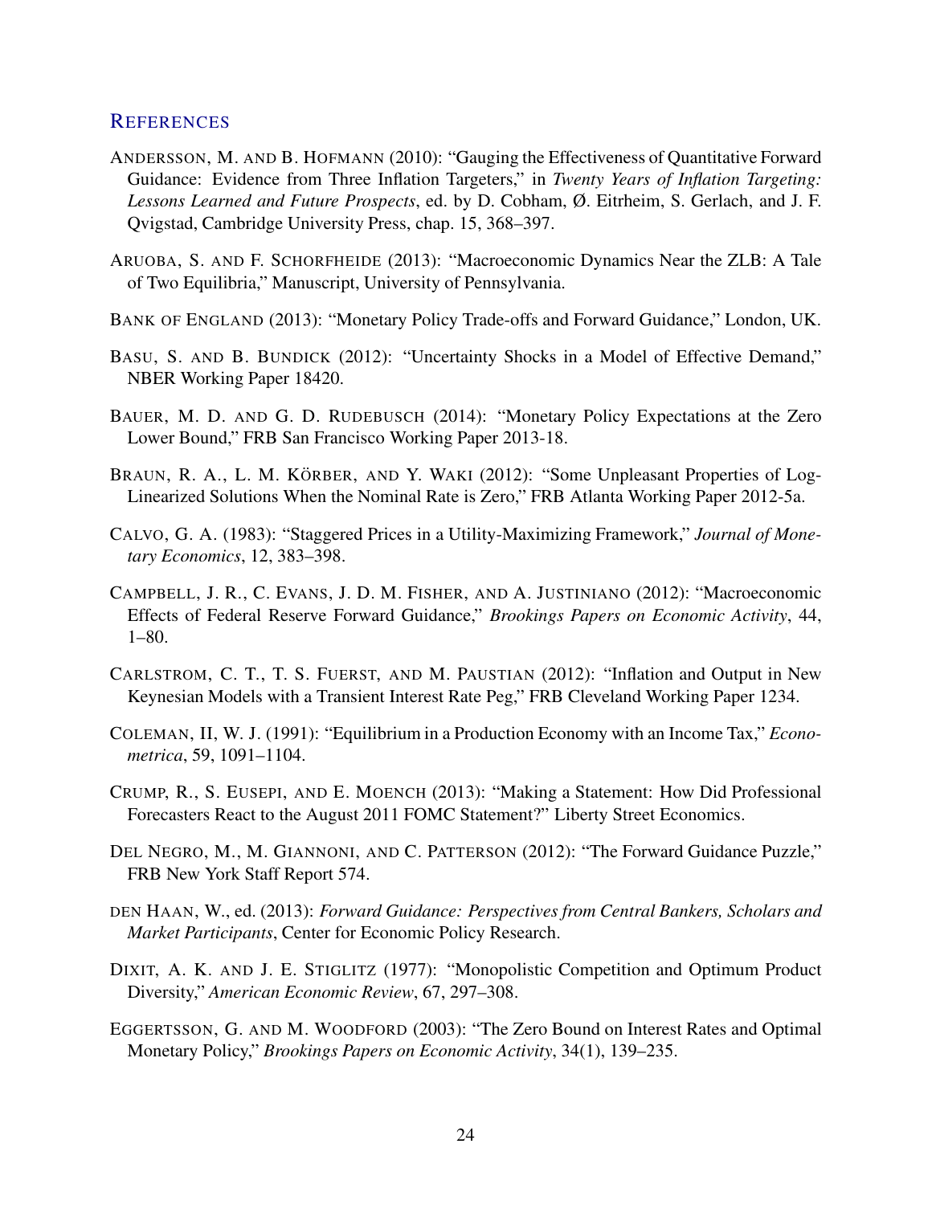## REFERENCES

ANDERSSON, M. AND B. HOFMANN (2010): "Gauging the Effectiveness of Quantitative Forward Guidance: Evidence from Three Inflation Targeters," in *Twenty Years of Inflation Targeting: Lessons Learned and Future Prospects*, ed. by D. Cobham, Ø. Eitrheim, S. Gerlach, and J. F. Qvigstad, Cambridge University Press, chap. 15, 368–397.

ARUOBA, S. AND F. SCHORFHEIDE (2013): "Macroeconomic Dynamics Near the ZLB: A Tale of Two Equilibria," Manuscript, University of Pennsylvania.

BANK OF ENGLAND (2013): "Monetary Policy Trade-offs and Forward Guidance," London, UK.

BASU, S. AND B. BUNDICK (2012): "Uncertainty Shocks in a Model of Effective Demand," NBER Working Paper 18420.

BAUER, M. D. AND G. D. RUDEBUSCH (2014): "Monetary Policy Expectations at the Zero Lower Bound," FRB San Francisco Working Paper 2013-18.

BRAUN, R. A., L. M. KÖRBER, AND Y. WAKI (2012): "Some Unpleasant Properties of Log-Linearized Solutions When the Nominal Rate is Zero," FRB Atlanta Working Paper 2012-5a.

CALVO, G. A. (1983): "Staggered Prices in a Utility-Maximizing Framework," *Journal of Monetary Economics*, 12, 383–398.

CAMPBELL, J. R., C. EVANS, J. D. M. FISHER, AND A. JUSTINIANO (2012): "Macroeconomic Effects of Federal Reserve Forward Guidance," *Brookings Papers on Economic Activity*, 44, 1–80.

CARLSTROM, C. T., T. S. FUERST, AND M. PAUSTIAN (2012): "Inflation and Output in New Keynesian Models with a Transient Interest Rate Peg," FRB Cleveland Working Paper 1234.

COLEMAN, II, W. J. (1991): "Equilibrium in a Production Economy with an Income Tax," *Econometrica*, 59, 1091–1104.

CRUMP, R., S. EUSEPI, AND E. MOENCH (2013): "Making a Statement: How Did Professional Forecasters React to the August 2011 FOMC Statement?" Liberty Street Economics.

DEL NEGRO, M., M. GIANNONI, AND C. PATTERSON (2012): "The Forward Guidance Puzzle," FRB New York Staff Report 574.

DEN HAAN, W., ed. (2013): *Forward Guidance: Perspectives from Central Bankers, Scholars and Market Participants*, Center for Economic Policy Research.

DIXIT, A. K. AND J. E. STIGLITZ (1977): "Monopolistic Competition and Optimum Product Diversity," *American Economic Review*, 67, 297–308.

EGGERTSSON, G. AND M. WOODFORD (2003): "The Zero Bound on Interest Rates and Optimal Monetary Policy," *Brookings Papers on Economic Activity*, 34(1), 139–235.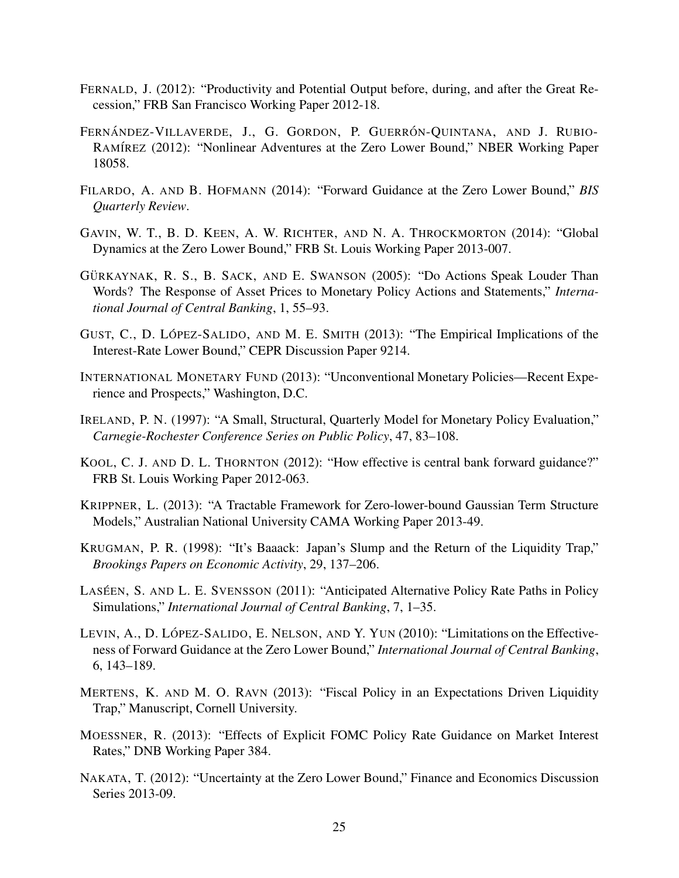FERNALD, J. (2012): "Productivity and Potential Output before, during, and after the Great Recession," FRB San Francisco Working Paper 2012-18.

FERNÁNDEZ-VILLAVERDE, J., G. GORDON, P. GUERRÓN-QUINTANA, AND J. RUBIO-RAMÍREZ (2012): "Nonlinear Adventures at the Zero Lower Bound," NBER Working Paper 18058.

FILARDO, A. AND B. HOFMANN (2014): "Forward Guidance at the Zero Lower Bound," *BIS Quarterly Review*.

GAVIN, W. T., B. D. KEEN, A. W. RICHTER, AND N. A. THROCKMORTON (2014): "Global Dynamics at the Zero Lower Bound," FRB St. Louis Working Paper 2013-007.

GÜRKAYNAK, R. S., B. SACK, AND E. SWANSON (2005): "Do Actions Speak Louder Than Words? The Response of Asset Prices to Monetary Policy Actions and Statements," *International Journal of Central Banking*, 1, 55–93.

GUST, C., D. LÓPEZ-SALIDO, AND M. E. SMITH (2013): "The Empirical Implications of the Interest-Rate Lower Bound," CEPR Discussion Paper 9214.

INTERNATIONAL MONETARY FUND (2013): "Unconventional Monetary Policies—Recent Experience and Prospects," Washington, D.C.

IRELAND, P. N. (1997): "A Small, Structural, Quarterly Model for Monetary Policy Evaluation," *Carnegie-Rochester Conference Series on Public Policy*, 47, 83–108.

KOOL, C. J. AND D. L. THORNTON (2012): "How effective is central bank forward guidance?" FRB St. Louis Working Paper 2012-063.

KRIPPNER, L. (2013): "A Tractable Framework for Zero-lower-bound Gaussian Term Structure Models," Australian National University CAMA Working Paper 2013-49.

KRUGMAN, P. R. (1998): "It's Baaack: Japan's Slump and the Return of the Liquidity Trap," *Brookings Papers on Economic Activity*, 29, 137–206.

LASÉEN, S. AND L. E. SVENSSON (2011): "Anticipated Alternative Policy Rate Paths in Policy Simulations," *International Journal of Central Banking*, 7, 1–35.

LEVIN, A., D. LÓPEZ-SALIDO, E. NELSON, AND Y. YUN (2010): "Limitations on the Effectiveness of Forward Guidance at the Zero Lower Bound," *International Journal of Central Banking*, 6, 143–189.

MERTENS, K. AND M. O. RAVN (2013): "Fiscal Policy in an Expectations Driven Liquidity Trap," Manuscript, Cornell University.

MOESSNER, R. (2013): "Effects of Explicit FOMC Policy Rate Guidance on Market Interest Rates," DNB Working Paper 384.

NAKATA, T. (2012): "Uncertainty at the Zero Lower Bound," Finance and Economics Discussion Series 2013-09.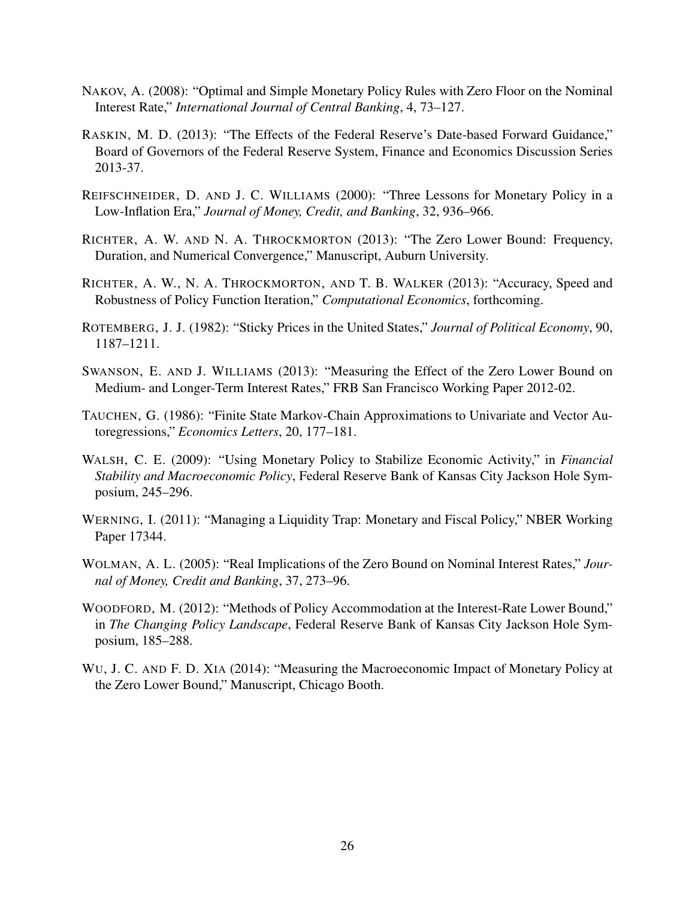NAKOV, A. (2008): "Optimal and Simple Monetary Policy Rules with Zero Floor on the Nominal Interest Rate," *International Journal of Central Banking*, 4, 73–127.

RASKIN, M. D. (2013): "The Effects of the Federal Reserve's Date-based Forward Guidance," Board of Governors of the Federal Reserve System, Finance and Economics Discussion Series 2013-37.

REIFSCHNEIDER, D. AND J. C. WILLIAMS (2000): "Three Lessons for Monetary Policy in a Low-Inflation Era," *Journal of Money, Credit, and Banking*, 32, 936–966.

RICHTER, A. W. AND N. A. THROCKMORTON (2013): "The Zero Lower Bound: Frequency, Duration, and Numerical Convergence," Manuscript, Auburn University.

RICHTER, A. W., N. A. THROCKMORTON, AND T. B. WALKER (2013): "Accuracy, Speed and Robustness of Policy Function Iteration," *Computational Economics*, forthcoming.

ROTEMBERG, J. J. (1982): "Sticky Prices in the United States," *Journal of Political Economy*, 90, 1187–1211.

SWANSON, E. AND J. WILLIAMS (2013): "Measuring the Effect of the Zero Lower Bound on Medium- and Longer-Term Interest Rates," FRB San Francisco Working Paper 2012-02.

TAUCHEN, G. (1986): "Finite State Markov-Chain Approximations to Univariate and Vector Autoregressions," *Economics Letters*, 20, 177–181.

WALSH, C. E. (2009): "Using Monetary Policy to Stabilize Economic Activity," in *Financial Stability and Macroeconomic Policy*, Federal Reserve Bank of Kansas City Jackson Hole Symposium, 245–296.

WERNING, I. (2011): "Managing a Liquidity Trap: Monetary and Fiscal Policy," NBER Working Paper 17344.

WOLMAN, A. L. (2005): "Real Implications of the Zero Bound on Nominal Interest Rates," *Journal of Money, Credit and Banking*, 37, 273–96.

WOODFORD, M. (2012): "Methods of Policy Accommodation at the Interest-Rate Lower Bound," in *The Changing Policy Landscape*, Federal Reserve Bank of Kansas City Jackson Hole Symposium, 185–288.

WU, J. C. AND F. D. XIA (2014): "Measuring the Macroeconomic Impact of Monetary Policy at the Zero Lower Bound," Manuscript, Chicago Booth.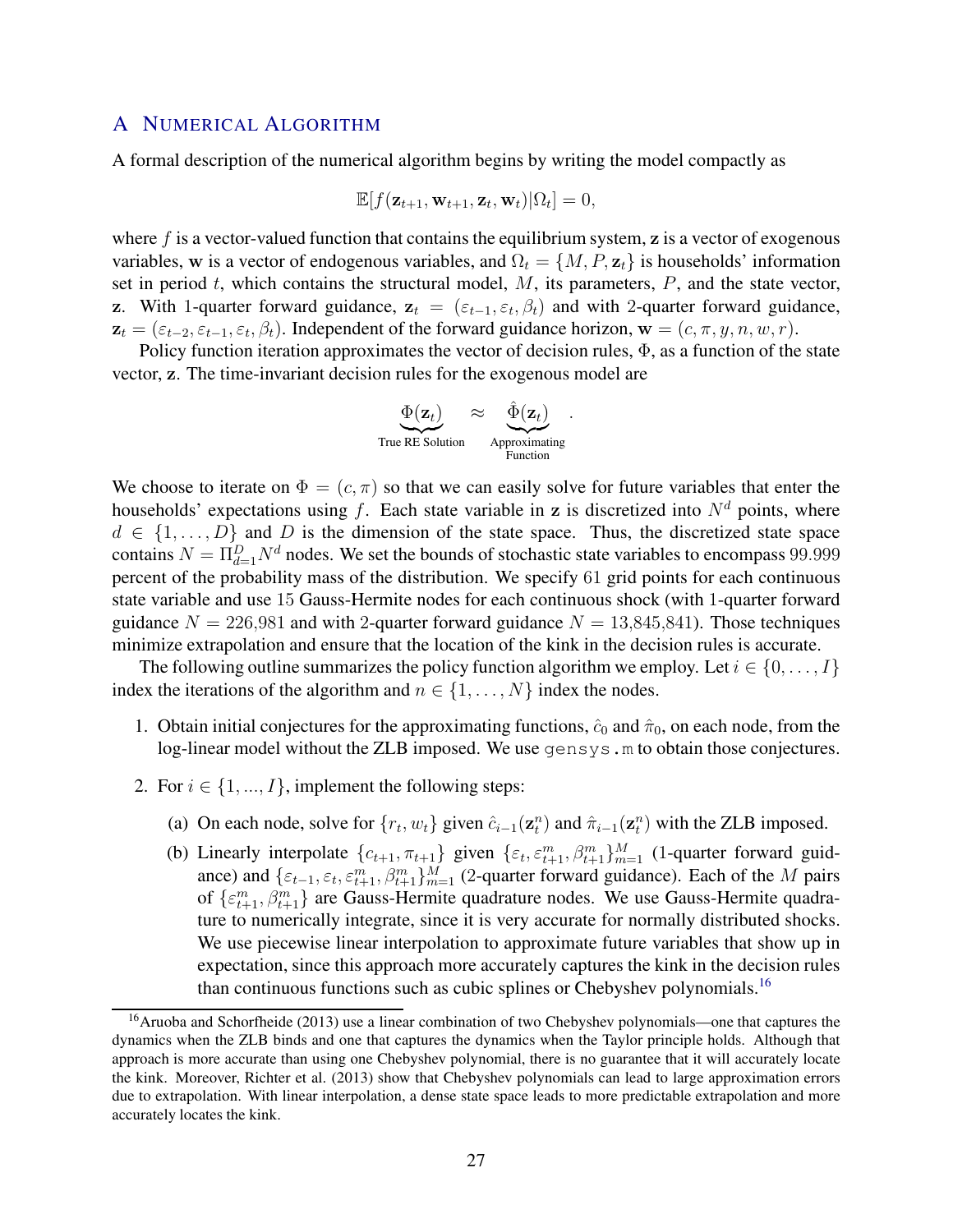# A Numerical Algorithm

A formal description of the numerical algorithm begins by writing the model compactly as

$$\mathbb{E}[f(\mathbf{z}_{t+1}, \mathbf{w}_{t+1}, \mathbf{z}_t, \mathbf{w}_t)|\Omega_t] = 0,$$

where $f$ is a vector-valued function that contains the equilibrium system, $\mathbf{z}$ is a vector of exogenous variables, $\mathbf{w}$ is a vector of endogenous variables, and $\Omega_t = \{M, P, \mathbf{z}_t\}$ is households' information set in period $t$, which contains the structural model, $M$, its parameters, $P$, and the state vector, $\mathbf{z}$. With 1-quarter forward guidance, $\mathbf{z}_t = (\varepsilon_{t-1}, \varepsilon_t, \beta_t)$ and with 2-quarter forward guidance, $\mathbf{z}_t = (\varepsilon_{t-2}, \varepsilon_{t-1}, \varepsilon_t, \beta_t)$. Independent of the forward guidance horizon, $\mathbf{w} = (c, \pi, y, n, w, r)$.

Policy function iteration approximates the vector of decision rules, $\Phi$, as a function of the state vector, $\mathbf{z}$. The time-invariant decision rules for the exogenous model are

$$\underbrace{\Phi(\mathbf{z}_t)}_{\text{True RE Solution}} \approx \underbrace{\hat{\Phi}(\mathbf{z}_t)}_{\substack{\text{Approximating}\\ \text{Function}}}.$$

We choose to iterate on $\Phi = (c, \pi)$ so that we can easily solve for future variables that enter the households' expectations using $f$. Each state variable in $\mathbf{z}$ is discretized into $N^d$ points, where $d \in \{1, \ldots, D\}$ and $D$ is the dimension of the state space. Thus, the discretized state space contains $N = \Pi_{d=1}^{D} N^d$ nodes. We set the bounds of stochastic state variables to encompass 99.999 percent of the probability mass of the distribution. We specify 61 grid points for each continuous state variable and use 15 Gauss-Hermite nodes for each continuous shock (with 1-quarter forward guidance $N = 226{,}981$ and with 2-quarter forward guidance $N = 13{,}845{,}841$). Those techniques minimize extrapolation and ensure that the location of the kink in the decision rules is accurate.

The following outline summarizes the policy function algorithm we employ. Let $i \in \{0, \ldots, I\}$ index the iterations of the algorithm and $n \in \{1, \ldots, N\}$ index the nodes.

1. Obtain initial conjectures for the approximating functions, $\hat{c}_0$ and $\hat{\pi}_0$, on each node, from the log-linear model without the ZLB imposed. We use `gensys.m` to obtain those conjectures.

2. For $i \in \{1, ..., I\}$, implement the following steps:

   (a) On each node, solve for $\{r_t, w_t\}$ given $\hat{c}_{i-1}(\mathbf{z}_t^n)$ and $\hat{\pi}_{i-1}(\mathbf{z}_t^n)$ with the ZLB imposed.

   (b) Linearly interpolate $\{c_{t+1}, \pi_{t+1}\}$ given $\{\varepsilon_t, \varepsilon_{t+1}^m, \beta_{t+1}^m\}_{m=1}^M$ (1-quarter forward guidance) and $\{\varepsilon_{t-1}, \varepsilon_t, \varepsilon_{t+1}^m, \beta_{t+1}^m\}_{m=1}^M$ (2-quarter forward guidance). Each of the $M$ pairs of $\{\varepsilon_{t+1}^m, \beta_{t+1}^m\}$ are Gauss-Hermite quadrature nodes. We use Gauss-Hermite quadrature to numerically integrate, since it is very accurate for normally distributed shocks. We use piecewise linear interpolation to approximate future variables that show up in expectation, since this approach more accurately captures the kink in the decision rules than continuous functions such as cubic splines or Chebyshev polynomials.[16]

[16] Aruoba and Schorfheide (2013) use a linear combination of two Chebyshev polynomials—one that captures the dynamics when the ZLB binds and one that captures the dynamics when the Taylor principle holds. Although that approach is more accurate than using one Chebyshev polynomial, there is no guarantee that it will accurately locate the kink. Moreover, Richter et al. (2013) show that Chebyshev polynomials can lead to large approximation errors due to extrapolation. With linear interpolation, a dense state space leads to more predictable extrapolation and more accurately locates the kink.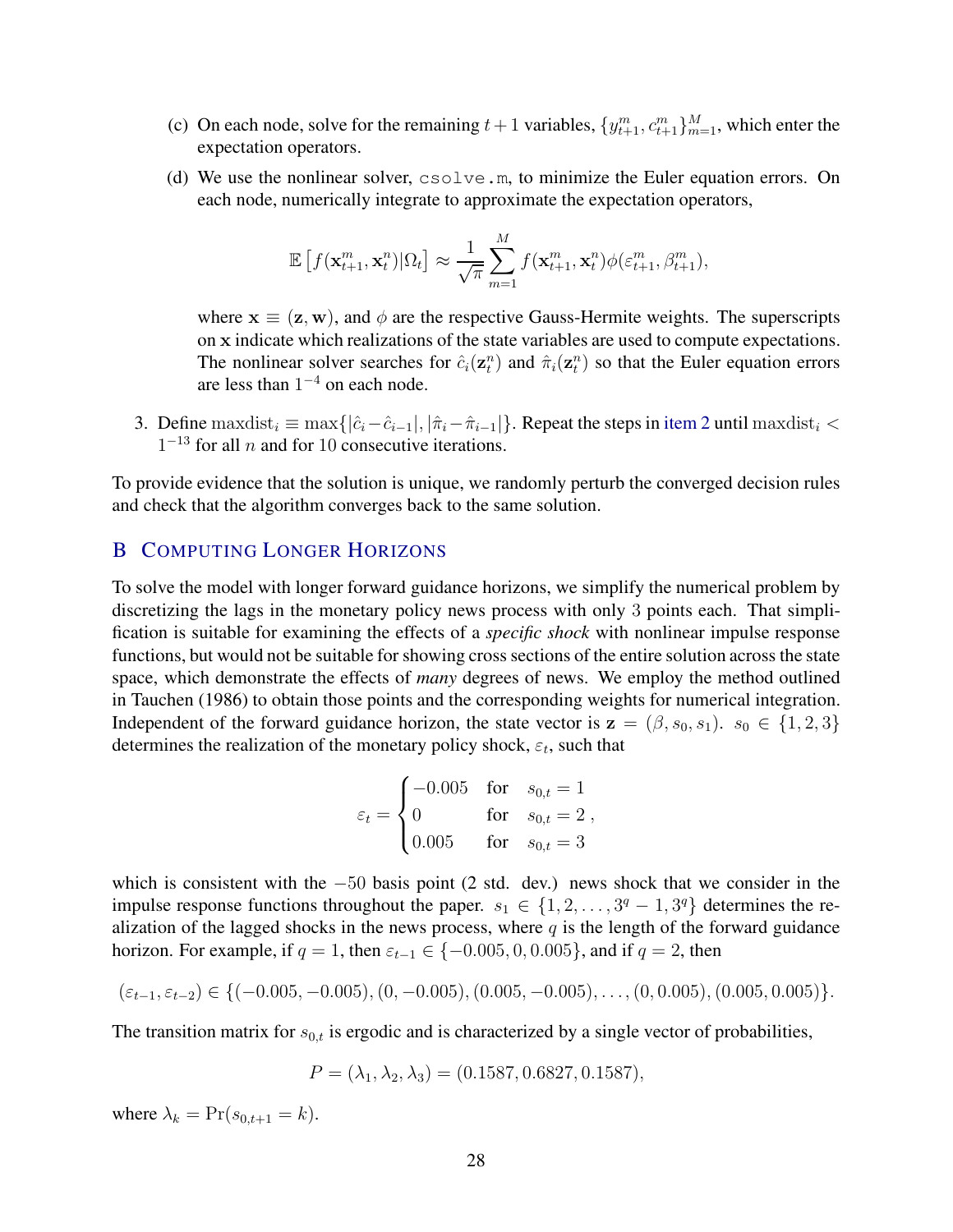(c) On each node, solve for the remaining $t+1$ variables, $\{y^m_{t+1}, c^m_{t+1}\}^M_{m=1}$, which enter the expectation operators.

(d) We use the nonlinear solver, `csolve.m`, to minimize the Euler equation errors. On each node, numerically integrate to approximate the expectation operators,

$$\mathbb{E}\left[f(\mathbf{x}^m_{t+1}, \mathbf{x}^n_t)|\Omega_t\right] \approx \frac{1}{\sqrt{\pi}} \sum_{m=1}^{M} f(\mathbf{x}^m_{t+1}, \mathbf{x}^n_t)\phi(\varepsilon^m_{t+1}, \beta^m_{t+1}),$$

where $\mathbf{x} \equiv (\mathbf{z}, \mathbf{w})$, and $\phi$ are the respective Gauss-Hermite weights. The superscripts on $\mathbf{x}$ indicate which realizations of the state variables are used to compute expectations. The nonlinear solver searches for $\hat{c}_i(\mathbf{z}^n_t)$ and $\hat{\pi}_i(\mathbf{z}^n_t)$ so that the Euler equation errors are less than $1^{-4}$ on each node.

3. Define $\text{maxdist}_i \equiv \max\{|\hat{c}_i - \hat{c}_{i-1}|, |\hat{\pi}_i - \hat{\pi}_{i-1}|\}$. Repeat the steps in item 2 until $\text{maxdist}_i < 1^{-13}$ for all $n$ and for $10$ consecutive iterations.

To provide evidence that the solution is unique, we randomly perturb the converged decision rules and check that the algorithm converges back to the same solution.

## B Computing Longer Horizons

To solve the model with longer forward guidance horizons, we simplify the numerical problem by discretizing the lags in the monetary policy news process with only 3 points each. That simplification is suitable for examining the effects of a *specific shock* with nonlinear impulse response functions, but would not be suitable for showing cross sections of the entire solution across the state space, which demonstrate the effects of *many* degrees of news. We employ the method outlined in Tauchen (1986) to obtain those points and the corresponding weights for numerical integration. Independent of the forward guidance horizon, the state vector is $\mathbf{z} = (\beta, s_0, s_1)$. $s_0 \in \{1, 2, 3\}$ determines the realization of the monetary policy shock, $\varepsilon_t$, such that

$$\varepsilon_t = \begin{cases} -0.005 & \text{for} \quad s_{0,t} = 1 \\ 0 & \text{for} \quad s_{0,t} = 2 \\ 0.005 & \text{for} \quad s_{0,t} = 3 \end{cases},$$

which is consistent with the $-50$ basis point (2 std. dev.) news shock that we consider in the impulse response functions throughout the paper. $s_1 \in \{1, 2, \ldots, 3^q - 1, 3^q\}$ determines the realization of the lagged shocks in the news process, where $q$ is the length of the forward guidance horizon. For example, if $q = 1$, then $\varepsilon_{t-1} \in \{-0.005, 0, 0.005\}$, and if $q = 2$, then

$$(\varepsilon_{t-1}, \varepsilon_{t-2}) \in \{(-0.005, -0.005), (0, -0.005), (0.005, -0.005), \ldots, (0, 0.005), (0.005, 0.005)\}.$$

The transition matrix for $s_{0,t}$ is ergodic and is characterized by a single vector of probabilities,

$$P = (\lambda_1, \lambda_2, \lambda_3) = (0.1587, 0.6827, 0.1587),$$

where $\lambda_k = \Pr(s_{0,t+1} = k)$.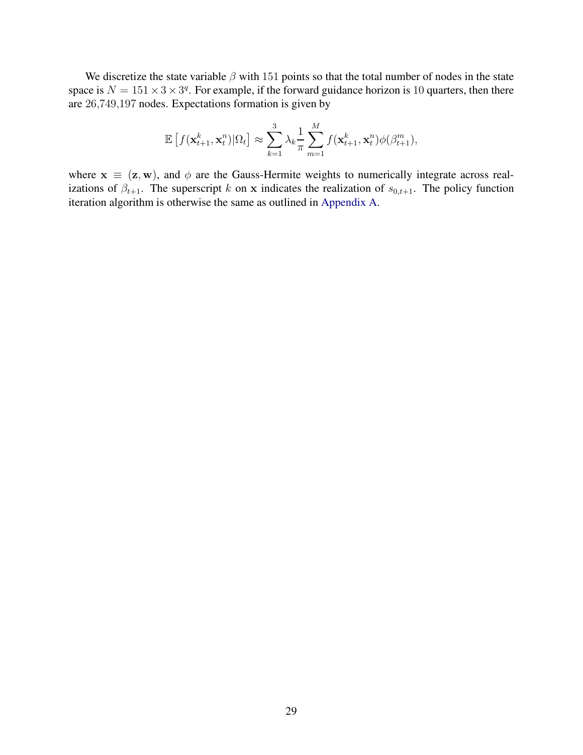We discretize the state variable $\beta$ with $151$ points so that the total number of nodes in the state space is $N = 151 \times 3 \times 3^q$. For example, if the forward guidance horizon is $10$ quarters, then there are $26{,}749{,}197$ nodes. Expectations formation is given by

$$\mathbb{E}\left[f(\mathbf{x}_{t+1}^k, \mathbf{x}_t^n)|\Omega_t\right] \approx \sum_{k=1}^{3} \lambda_k \frac{1}{\pi} \sum_{m=1}^{M} f(\mathbf{x}_{t+1}^k, \mathbf{x}_t^n)\phi(\beta_{t+1}^m),$$

where $\mathbf{x} \equiv (\mathbf{z}, \mathbf{w})$, and $\phi$ are the Gauss-Hermite weights to numerically integrate across realizations of $\beta_{t+1}$. The superscript $k$ on $\mathbf{x}$ indicates the realization of $s_{0,t+1}$. The policy function iteration algorithm is otherwise the same as outlined in Appendix A.